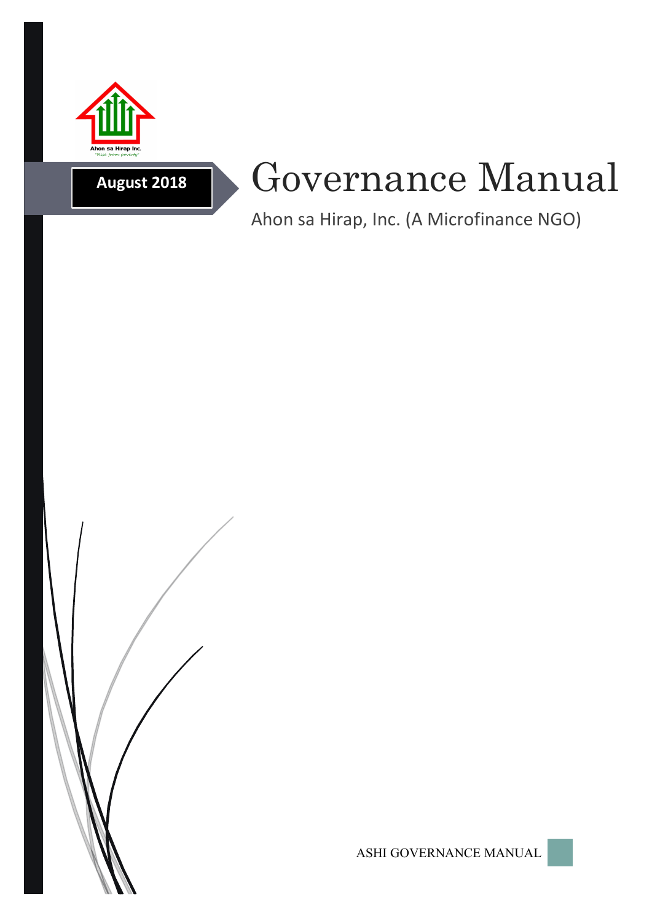Ahon sa Hirap Inc.
"Rise from poverty"

**August 2018**

# Governance Manual

Ahon sa Hirap, Inc. (A Microfinance NGO)

ASHI GOVERNANCE MANUAL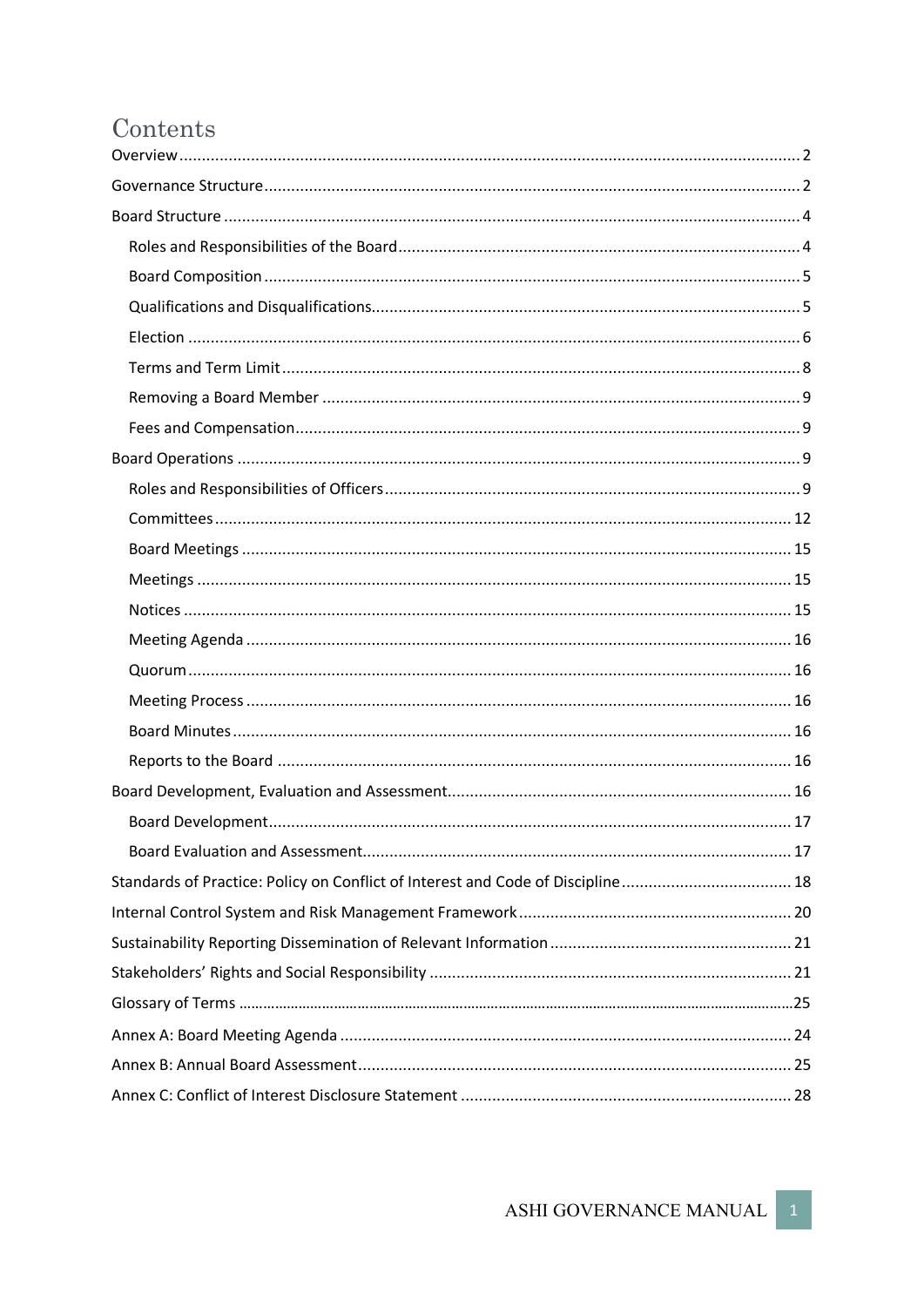# Contents

- Overview 2
- Governance Structure 2
- Board Structure 4
  - Roles and Responsibilities of the Board 4
  - Board Composition 5
  - Qualifications and Disqualifications 5
  - Election 6
  - Terms and Term Limit 8
  - Removing a Board Member 9
  - Fees and Compensation 9
- Board Operations 9
  - Roles and Responsibilities of Officers 9
  - Committees 12
  - Board Meetings 15
  - Meetings 15
  - Notices 15
  - Meeting Agenda 16
  - Quorum 16
  - Meeting Process 16
  - Board Minutes 16
  - Reports to the Board 16
- Board Development, Evaluation and Assessment 16
  - Board Development 17
  - Board Evaluation and Assessment 17
- Standards of Practice: Policy on Conflict of Interest and Code of Discipline 18
- Internal Control System and Risk Management Framework 20
- Sustainability Reporting Dissemination of Relevant Information 21
- Stakeholders' Rights and Social Responsibility 21
- Glossary of Terms 25
- Annex A: Board Meeting Agenda 24
- Annex B: Annual Board Assessment 25
- Annex C: Conflict of Interest Disclosure Statement 28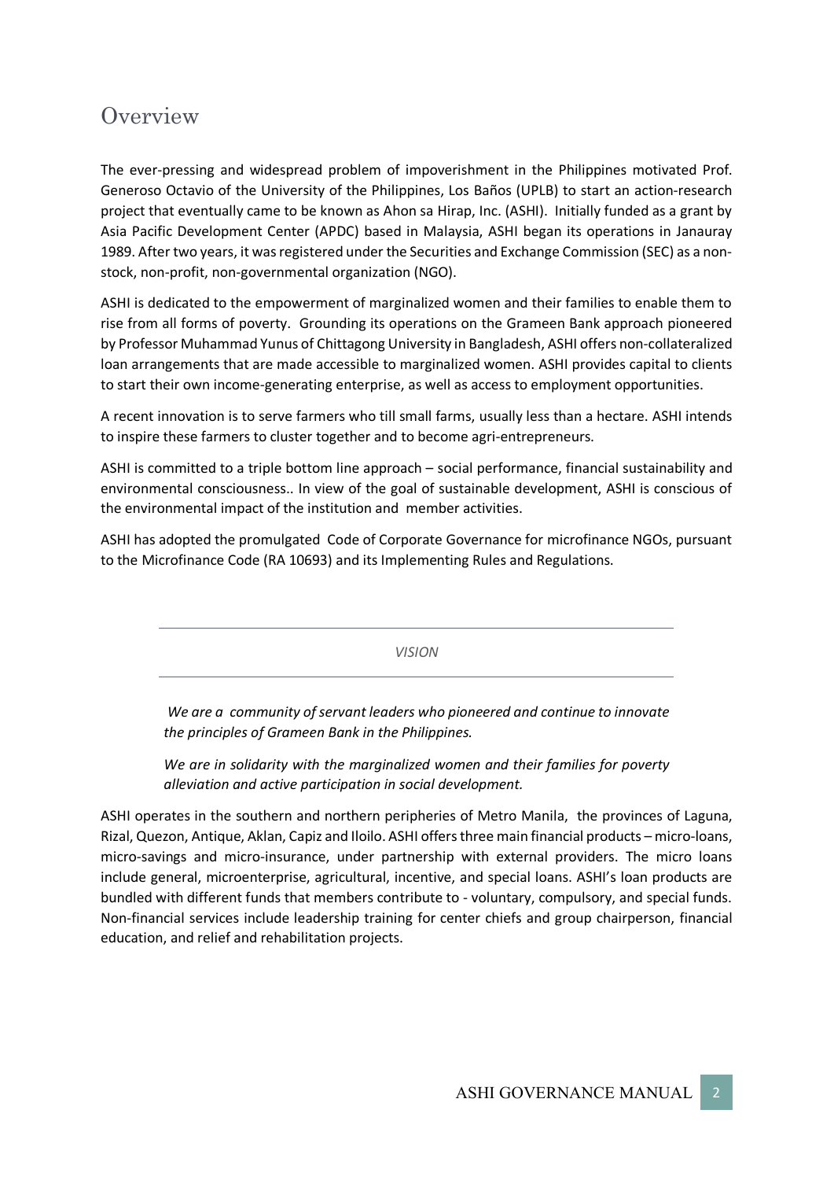# Overview

The ever-pressing and widespread problem of impoverishment in the Philippines motivated Prof. Generoso Octavio of the University of the Philippines, Los Baños (UPLB) to start an action-research project that eventually came to be known as Ahon sa Hirap, Inc. (ASHI). Initially funded as a grant by Asia Pacific Development Center (APDC) based in Malaysia, ASHI began its operations in Janauray 1989. After two years, it was registered under the Securities and Exchange Commission (SEC) as a non-stock, non-profit, non-governmental organization (NGO).

ASHI is dedicated to the empowerment of marginalized women and their families to enable them to rise from all forms of poverty. Grounding its operations on the Grameen Bank approach pioneered by Professor Muhammad Yunus of Chittagong University in Bangladesh, ASHI offers non-collateralized loan arrangements that are made accessible to marginalized women. ASHI provides capital to clients to start their own income-generating enterprise, as well as access to employment opportunities.

A recent innovation is to serve farmers who till small farms, usually less than a hectare. ASHI intends to inspire these farmers to cluster together and to become agri-entrepreneurs.

ASHI is committed to a triple bottom line approach – social performance, financial sustainability and environmental consciousness.. In view of the goal of sustainable development, ASHI is conscious of the environmental impact of the institution and member activities.

ASHI has adopted the promulgated Code of Corporate Governance for microfinance NGOs, pursuant to the Microfinance Code (RA 10693) and its Implementing Rules and Regulations.

---

*VISION*

---

*We are a community of servant leaders who pioneered and continue to innovate the principles of Grameen Bank in the Philippines.*

*We are in solidarity with the marginalized women and their families for poverty alleviation and active participation in social development.*

ASHI operates in the southern and northern peripheries of Metro Manila, the provinces of Laguna, Rizal, Quezon, Antique, Aklan, Capiz and Iloilo. ASHI offers three main financial products – micro-loans, micro-savings and micro-insurance, under partnership with external providers. The micro loans include general, microenterprise, agricultural, incentive, and special loans. ASHI's loan products are bundled with different funds that members contribute to - voluntary, compulsory, and special funds. Non-financial services include leadership training for center chiefs and group chairperson, financial education, and relief and rehabilitation projects.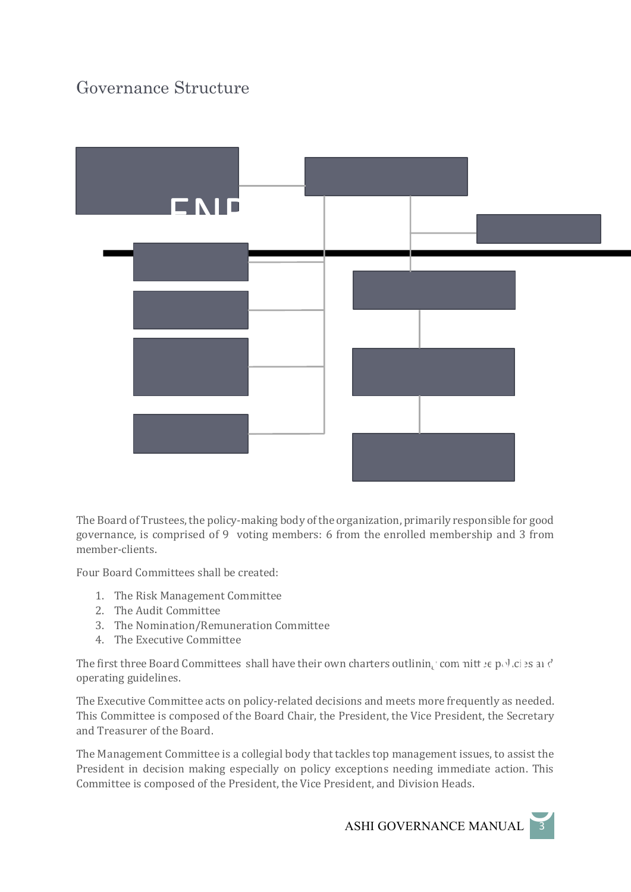# Governance Structure

The Board of Trustees, the policy-making body of the organization, primarily responsible for good governance, is comprised of 9 voting members: 6 from the enrolled membership and 3 from member-clients.

Four Board Committees shall be created:

1. The Risk Management Committee
2. The Audit Committee
3. The Nomination/Remuneration Committee
4. The Executive Committee

The first three Board Committees shall have their own charters outlining committee policies and operating guidelines.

The Executive Committee acts on policy-related decisions and meets more frequently as needed. This Committee is composed of the Board Chair, the President, the Vice President, the Secretary and Treasurer of the Board.

The Management Committee is a collegial body that tackles top management issues, to assist the President in decision making especially on policy exceptions needing immediate action. This Committee is composed of the President, the Vice President, and Division Heads.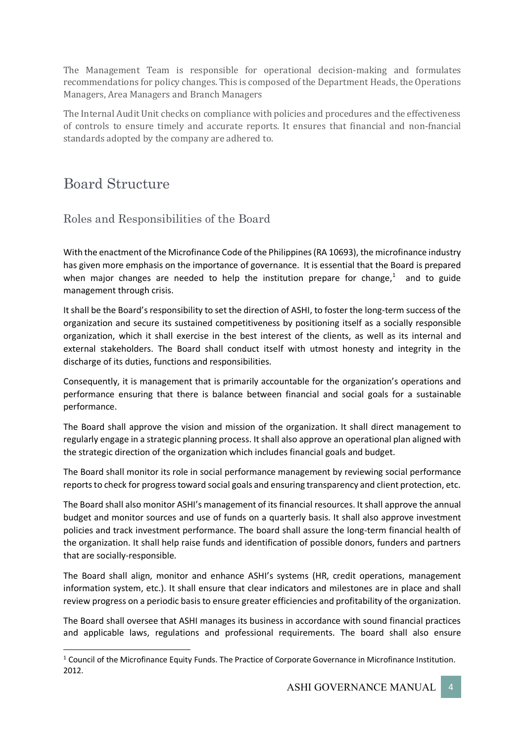The Management Team is responsible for operational decision-making and formulates recommendations for policy changes. This is composed of the Department Heads, the Operations Managers, Area Managers and Branch Managers

The Internal Audit Unit checks on compliance with policies and procedures and the effectiveness of controls to ensure timely and accurate reports. It ensures that financial and non-fnancial standards adopted by the company are adhered to.

# Board Structure

## Roles and Responsibilities of the Board

With the enactment of the Microfinance Code of the Philippines (RA 10693), the microfinance industry has given more emphasis on the importance of governance. It is essential that the Board is prepared when major changes are needed to help the institution prepare for change,[1] and to guide management through crisis.

It shall be the Board's responsibility to set the direction of ASHI, to foster the long-term success of the organization and secure its sustained competitiveness by positioning itself as a socially responsible organization, which it shall exercise in the best interest of the clients, as well as its internal and external stakeholders. The Board shall conduct itself with utmost honesty and integrity in the discharge of its duties, functions and responsibilities.

Consequently, it is management that is primarily accountable for the organization's operations and performance ensuring that there is balance between financial and social goals for a sustainable performance.

The Board shall approve the vision and mission of the organization. It shall direct management to regularly engage in a strategic planning process. It shall also approve an operational plan aligned with the strategic direction of the organization which includes financial goals and budget.

The Board shall monitor its role in social performance management by reviewing social performance reports to check for progress toward social goals and ensuring transparency and client protection, etc.

The Board shall also monitor ASHI's management of its financial resources. It shall approve the annual budget and monitor sources and use of funds on a quarterly basis. It shall also approve investment policies and track investment performance. The board shall assure the long-term financial health of the organization. It shall help raise funds and identification of possible donors, funders and partners that are socially-responsible.

The Board shall align, monitor and enhance ASHI's systems (HR, credit operations, management information system, etc.). It shall ensure that clear indicators and milestones are in place and shall review progress on a periodic basis to ensure greater efficiencies and profitability of the organization.

The Board shall oversee that ASHI manages its business in accordance with sound financial practices and applicable laws, regulations and professional requirements. The board shall also ensure

[1] Council of the Microfinance Equity Funds. The Practice of Corporate Governance in Microfinance Institution. 2012.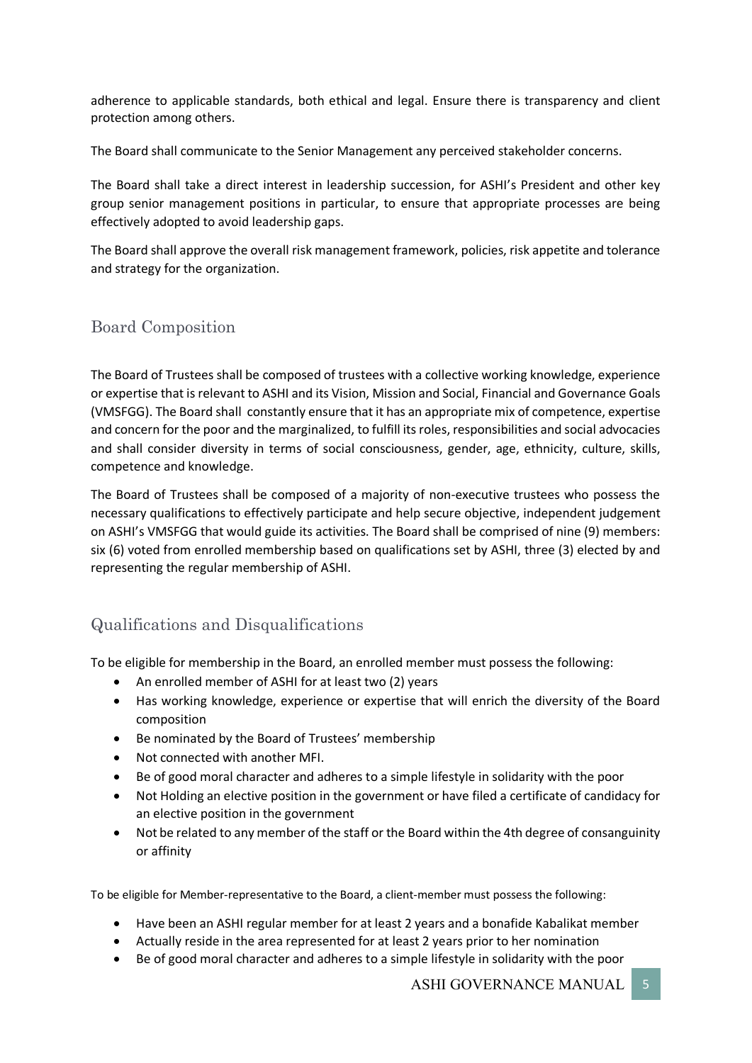adherence to applicable standards, both ethical and legal. Ensure there is transparency and client protection among others.

The Board shall communicate to the Senior Management any perceived stakeholder concerns.

The Board shall take a direct interest in leadership succession, for ASHI's President and other key group senior management positions in particular, to ensure that appropriate processes are being effectively adopted to avoid leadership gaps.

The Board shall approve the overall risk management framework, policies, risk appetite and tolerance and strategy for the organization.

## Board Composition

The Board of Trustees shall be composed of trustees with a collective working knowledge, experience or expertise that is relevant to ASHI and its Vision, Mission and Social, Financial and Governance Goals (VMSFGG). The Board shall constantly ensure that it has an appropriate mix of competence, expertise and concern for the poor and the marginalized, to fulfill its roles, responsibilities and social advocacies and shall consider diversity in terms of social consciousness, gender, age, ethnicity, culture, skills, competence and knowledge.

The Board of Trustees shall be composed of a majority of non-executive trustees who possess the necessary qualifications to effectively participate and help secure objective, independent judgement on ASHI's VMSFGG that would guide its activities. The Board shall be comprised of nine (9) members: six (6) voted from enrolled membership based on qualifications set by ASHI, three (3) elected by and representing the regular membership of ASHI.

## Qualifications and Disqualifications

To be eligible for membership in the Board, an enrolled member must possess the following:

- An enrolled member of ASHI for at least two (2) years
- Has working knowledge, experience or expertise that will enrich the diversity of the Board composition
- Be nominated by the Board of Trustees' membership
- Not connected with another MFI.
- Be of good moral character and adheres to a simple lifestyle in solidarity with the poor
- Not Holding an elective position in the government or have filed a certificate of candidacy for an elective position in the government
- Not be related to any member of the staff or the Board within the 4th degree of consanguinity or affinity

To be eligible for Member-representative to the Board, a client-member must possess the following:

- Have been an ASHI regular member for at least 2 years and a bonafide Kabalikat member
- Actually reside in the area represented for at least 2 years prior to her nomination
- Be of good moral character and adheres to a simple lifestyle in solidarity with the poor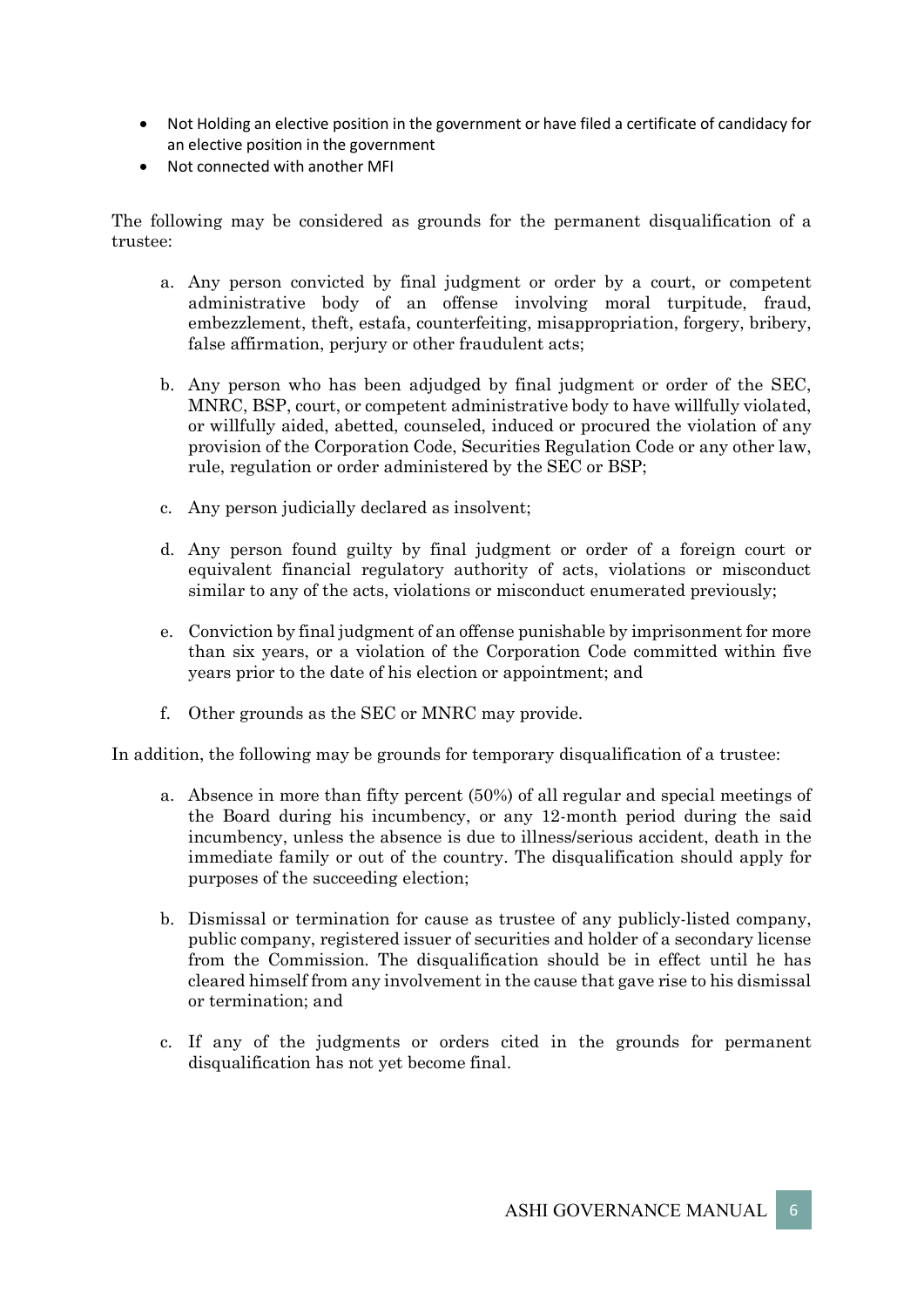- Not Holding an elective position in the government or have filed a certificate of candidacy for an elective position in the government
- Not connected with another MFI

The following may be considered as grounds for the permanent disqualification of a trustee:

a. Any person convicted by final judgment or order by a court, or competent administrative body of an offense involving moral turpitude, fraud, embezzlement, theft, estafa, counterfeiting, misappropriation, forgery, bribery, false affirmation, perjury or other fraudulent acts;

b. Any person who has been adjudged by final judgment or order of the SEC, MNRC, BSP, court, or competent administrative body to have willfully violated, or willfully aided, abetted, counseled, induced or procured the violation of any provision of the Corporation Code, Securities Regulation Code or any other law, rule, regulation or order administered by the SEC or BSP;

c. Any person judicially declared as insolvent;

d. Any person found guilty by final judgment or order of a foreign court or equivalent financial regulatory authority of acts, violations or misconduct similar to any of the acts, violations or misconduct enumerated previously;

e. Conviction by final judgment of an offense punishable by imprisonment for more than six years, or a violation of the Corporation Code committed within five years prior to the date of his election or appointment; and

f. Other grounds as the SEC or MNRC may provide.

In addition, the following may be grounds for temporary disqualification of a trustee:

a. Absence in more than fifty percent (50%) of all regular and special meetings of the Board during his incumbency, or any 12-month period during the said incumbency, unless the absence is due to illness/serious accident, death in the immediate family or out of the country. The disqualification should apply for purposes of the succeeding election;

b. Dismissal or termination for cause as trustee of any publicly-listed company, public company, registered issuer of securities and holder of a secondary license from the Commission. The disqualification should be in effect until he has cleared himself from any involvement in the cause that gave rise to his dismissal or termination; and

c. If any of the judgments or orders cited in the grounds for permanent disqualification has not yet become final.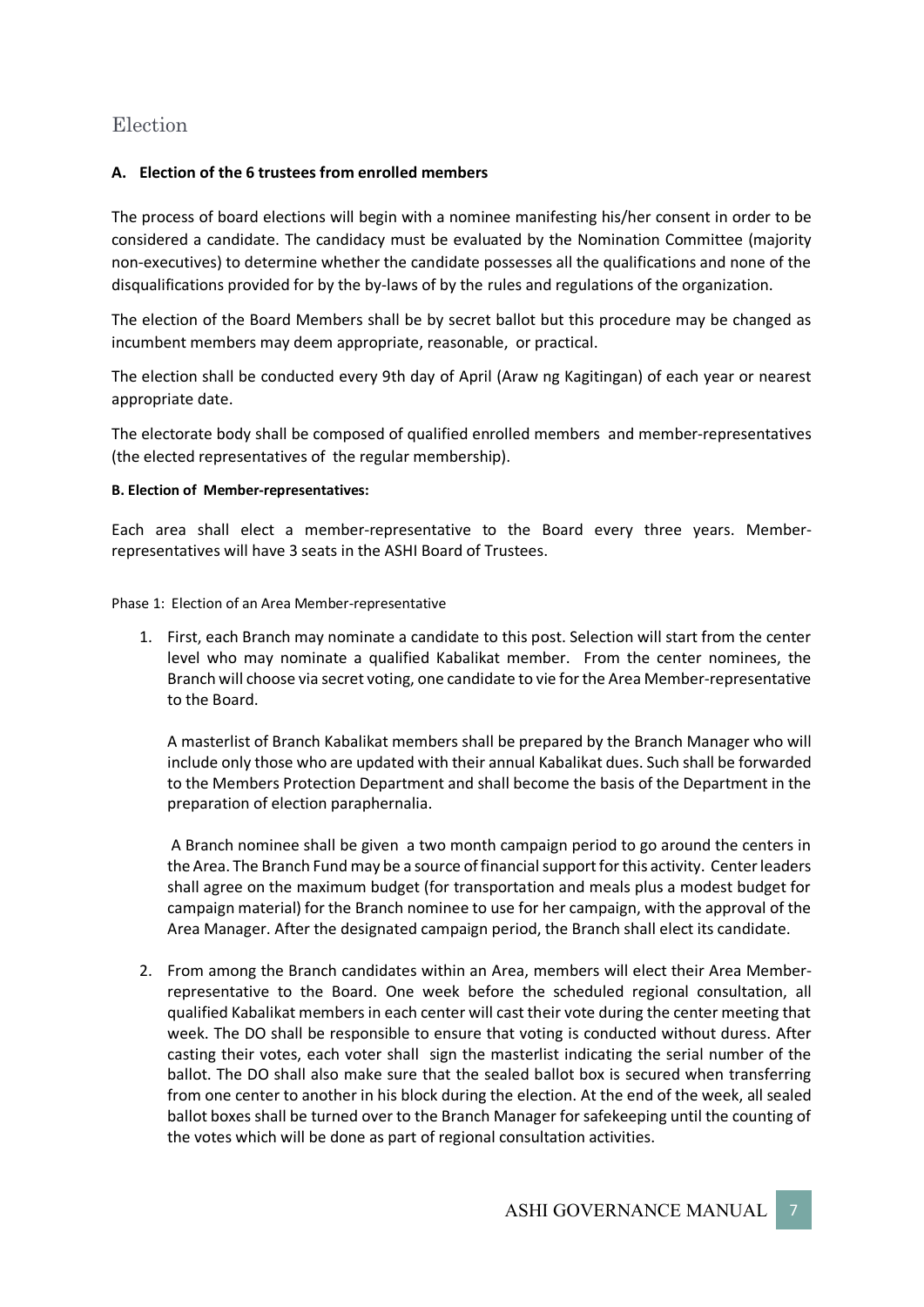## Election

### A. Election of the 6 trustees from enrolled members

The process of board elections will begin with a nominee manifesting his/her consent in order to be considered a candidate. The candidacy must be evaluated by the Nomination Committee (majority non-executives) to determine whether the candidate possesses all the qualifications and none of the disqualifications provided for by the by-laws of by the rules and regulations of the organization.

The election of the Board Members shall be by secret ballot but this procedure may be changed as incumbent members may deem appropriate, reasonable, or practical.

The election shall be conducted every 9th day of April (Araw ng Kagitingan) of each year or nearest appropriate date.

The electorate body shall be composed of qualified enrolled members and member-representatives (the elected representatives of the regular membership).

#### B. Election of Member-representatives:

Each area shall elect a member-representative to the Board every three years. Member-representatives will have 3 seats in the ASHI Board of Trustees.

Phase 1: Election of an Area Member-representative

1. First, each Branch may nominate a candidate to this post. Selection will start from the center level who may nominate a qualified Kabalikat member. From the center nominees, the Branch will choose via secret voting, one candidate to vie for the Area Member-representative to the Board.

   A masterlist of Branch Kabalikat members shall be prepared by the Branch Manager who will include only those who are updated with their annual Kabalikat dues. Such shall be forwarded to the Members Protection Department and shall become the basis of the Department in the preparation of election paraphernalia.

   A Branch nominee shall be given a two month campaign period to go around the centers in the Area. The Branch Fund may be a source of financial support for this activity. Center leaders shall agree on the maximum budget (for transportation and meals plus a modest budget for campaign material) for the Branch nominee to use for her campaign, with the approval of the Area Manager. After the designated campaign period, the Branch shall elect its candidate.

2. From among the Branch candidates within an Area, members will elect their Area Member-representative to the Board. One week before the scheduled regional consultation, all qualified Kabalikat members in each center will cast their vote during the center meeting that week. The DO shall be responsible to ensure that voting is conducted without duress. After casting their votes, each voter shall sign the masterlist indicating the serial number of the ballot. The DO shall also make sure that the sealed ballot box is secured when transferring from one center to another in his block during the election. At the end of the week, all sealed ballot boxes shall be turned over to the Branch Manager for safekeeping until the counting of the votes which will be done as part of regional consultation activities.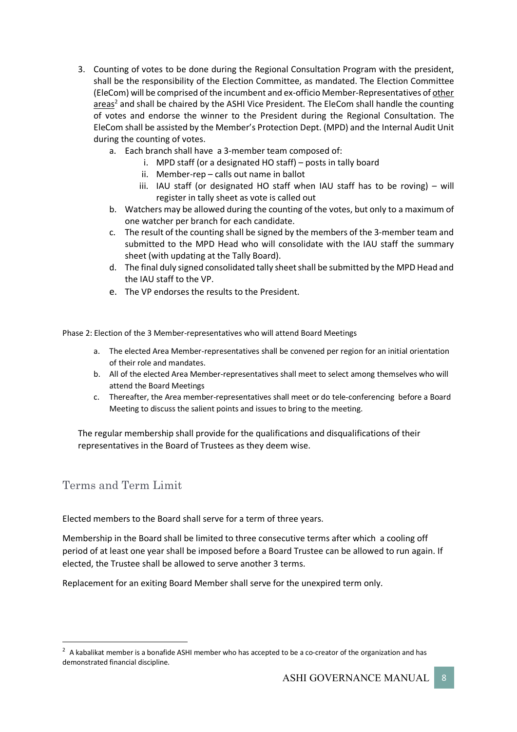3. Counting of votes to be done during the Regional Consultation Program with the president, shall be the responsibility of the Election Committee, as mandated. The Election Committee (EleCom) will be comprised of the incumbent and ex-officio Member-Representatives of other areas[2] and shall be chaired by the ASHI Vice President. The EleCom shall handle the counting of votes and endorse the winner to the President during the Regional Consultation. The EleCom shall be assisted by the Member's Protection Dept. (MPD) and the Internal Audit Unit during the counting of votes.
   a. Each branch shall have a 3-member team composed of:
      i. MPD staff (or a designated HO staff) – posts in tally board
      ii. Member-rep – calls out name in ballot
      iii. IAU staff (or designated HO staff when IAU staff has to be roving) – will register in tally sheet as vote is called out
   b. Watchers may be allowed during the counting of the votes, but only to a maximum of one watcher per branch for each candidate.
   c. The result of the counting shall be signed by the members of the 3-member team and submitted to the MPD Head who will consolidate with the IAU staff the summary sheet (with updating at the Tally Board).
   d. The final duly signed consolidated tally sheet shall be submitted by the MPD Head and the IAU staff to the VP.
   e. The VP endorses the results to the President.

Phase 2: Election of the 3 Member-representatives who will attend Board Meetings

a. The elected Area Member-representatives shall be convened per region for an initial orientation of their role and mandates.
b. All of the elected Area Member-representatives shall meet to select among themselves who will attend the Board Meetings
c. Thereafter, the Area member-representatives shall meet or do tele-conferencing before a Board Meeting to discuss the salient points and issues to bring to the meeting.

The regular membership shall provide for the qualifications and disqualifications of their representatives in the Board of Trustees as they deem wise.

## Terms and Term Limit

Elected members to the Board shall serve for a term of three years.

Membership in the Board shall be limited to three consecutive terms after which a cooling off period of at least one year shall be imposed before a Board Trustee can be allowed to run again. If elected, the Trustee shall be allowed to serve another 3 terms.

Replacement for an exiting Board Member shall serve for the unexpired term only.

[2] A kabalikat member is a bonafide ASHI member who has accepted to be a co-creator of the organization and has demonstrated financial discipline.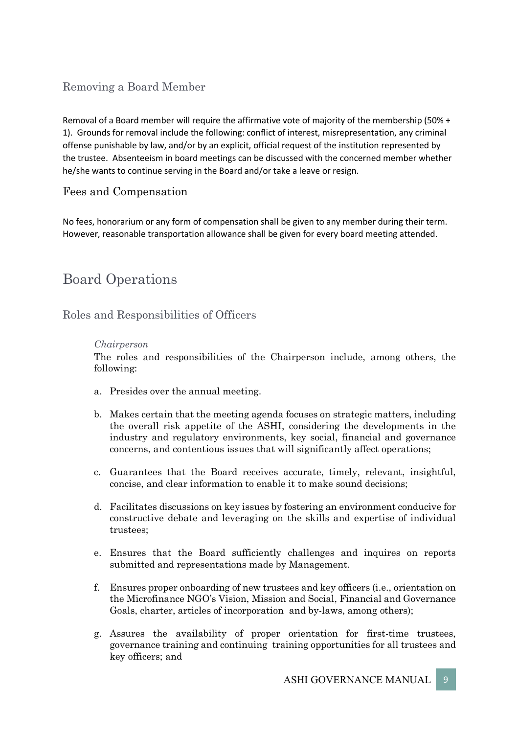## Removing a Board Member

Removal of a Board member will require the affirmative vote of majority of the membership (50% + 1). Grounds for removal include the following: conflict of interest, misrepresentation, any criminal offense punishable by law, and/or by an explicit, official request of the institution represented by the trustee. Absenteeism in board meetings can be discussed with the concerned member whether he/she wants to continue serving in the Board and/or take a leave or resign.

## Fees and Compensation

No fees, honorarium or any form of compensation shall be given to any member during their term. However, reasonable transportation allowance shall be given for every board meeting attended.

# Board Operations

## Roles and Responsibilities of Officers

*Chairperson*

The roles and responsibilities of the Chairperson include, among others, the following:

a. Presides over the annual meeting.

b. Makes certain that the meeting agenda focuses on strategic matters, including the overall risk appetite of the ASHI, considering the developments in the industry and regulatory environments, key social, financial and governance concerns, and contentious issues that will significantly affect operations;

c. Guarantees that the Board receives accurate, timely, relevant, insightful, concise, and clear information to enable it to make sound decisions;

d. Facilitates discussions on key issues by fostering an environment conducive for constructive debate and leveraging on the skills and expertise of individual trustees;

e. Ensures that the Board sufficiently challenges and inquires on reports submitted and representations made by Management.

f. Ensures proper onboarding of new trustees and key officers (i.e., orientation on the Microfinance NGO's Vision, Mission and Social, Financial and Governance Goals, charter, articles of incorporation and by-laws, among others);

g. Assures the availability of proper orientation for first-time trustees, governance training and continuing training opportunities for all trustees and key officers; and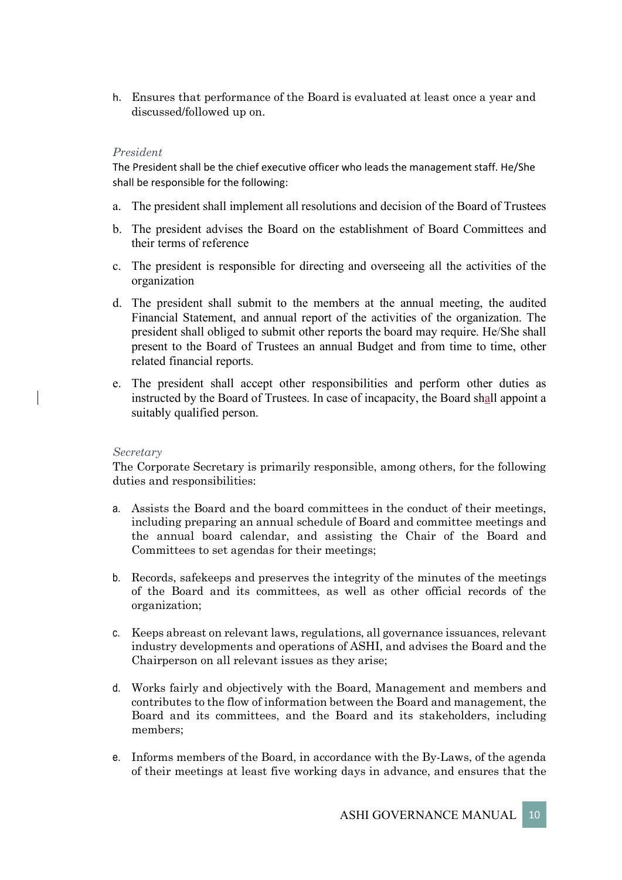h. Ensures that performance of the Board is evaluated at least once a year and discussed/followed up on.

*President*

The President shall be the chief executive officer who leads the management staff. He/She shall be responsible for the following:

a. The president shall implement all resolutions and decision of the Board of Trustees
b. The president advises the Board on the establishment of Board Committees and their terms of reference
c. The president is responsible for directing and overseeing all the activities of the organization
d. The president shall submit to the members at the annual meeting, the audited Financial Statement, and annual report of the activities of the organization. The president shall obliged to submit other reports the board may require. He/She shall present to the Board of Trustees an annual Budget and from time to time, other related financial reports.
e. The president shall accept other responsibilities and perform other duties as instructed by the Board of Trustees. In case of incapacity, the Board shall appoint a suitably qualified person.

*Secretary*

The Corporate Secretary is primarily responsible, among others, for the following duties and responsibilities:

a. Assists the Board and the board committees in the conduct of their meetings, including preparing an annual schedule of Board and committee meetings and the annual board calendar, and assisting the Chair of the Board and Committees to set agendas for their meetings;
b. Records, safekeeps and preserves the integrity of the minutes of the meetings of the Board and its committees, as well as other official records of the organization;
c. Keeps abreast on relevant laws, regulations, all governance issuances, relevant industry developments and operations of ASHI, and advises the Board and the Chairperson on all relevant issues as they arise;
d. Works fairly and objectively with the Board, Management and members and contributes to the flow of information between the Board and management, the Board and its committees, and the Board and its stakeholders, including members;
e. Informs members of the Board, in accordance with the By-Laws, of the agenda of their meetings at least five working days in advance, and ensures that the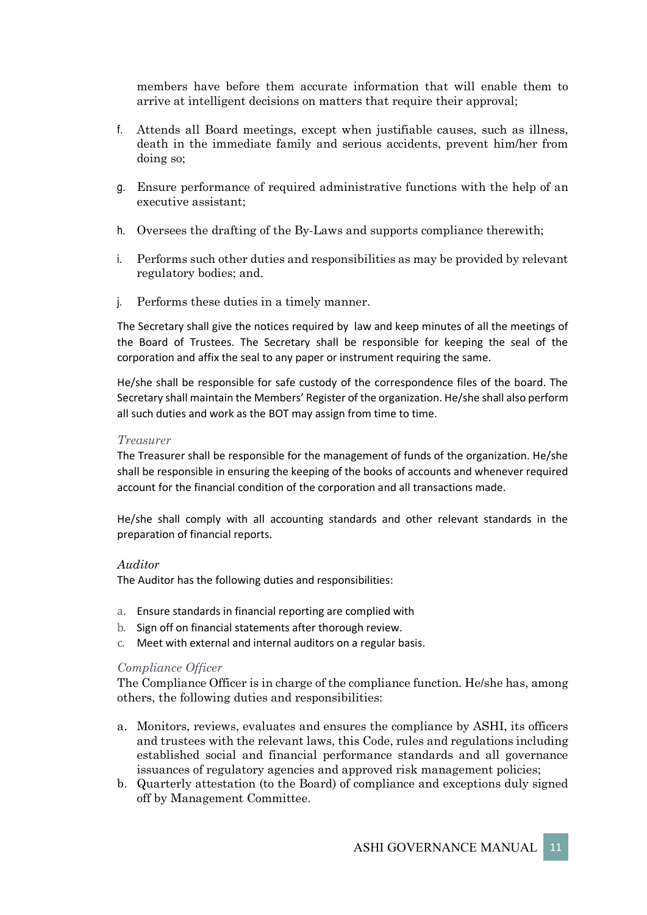members have before them accurate information that will enable them to arrive at intelligent decisions on matters that require their approval;

f. Attends all Board meetings, except when justifiable causes, such as illness, death in the immediate family and serious accidents, prevent him/her from doing so;

g. Ensure performance of required administrative functions with the help of an executive assistant;

h. Oversees the drafting of the By-Laws and supports compliance therewith;

i. Performs such other duties and responsibilities as may be provided by relevant regulatory bodies; and.

j. Performs these duties in a timely manner.

The Secretary shall give the notices required by law and keep minutes of all the meetings of the Board of Trustees. The Secretary shall be responsible for keeping the seal of the corporation and affix the seal to any paper or instrument requiring the same.

He/she shall be responsible for safe custody of the correspondence files of the board. The Secretary shall maintain the Members' Register of the organization. He/she shall also perform all such duties and work as the BOT may assign from time to time.

*Treasurer*

The Treasurer shall be responsible for the management of funds of the organization. He/she shall be responsible in ensuring the keeping of the books of accounts and whenever required account for the financial condition of the corporation and all transactions made.

He/she shall comply with all accounting standards and other relevant standards in the preparation of financial reports.

*Auditor*

The Auditor has the following duties and responsibilities:

a. Ensure standards in financial reporting are complied with
b. Sign off on financial statements after thorough review.
c. Meet with external and internal auditors on a regular basis.

*Compliance Officer*

The Compliance Officer is in charge of the compliance function. He/she has, among others, the following duties and responsibilities:

a. Monitors, reviews, evaluates and ensures the compliance by ASHI, its officers and trustees with the relevant laws, this Code, rules and regulations including established social and financial performance standards and all governance issuances of regulatory agencies and approved risk management policies;
b. Quarterly attestation (to the Board) of compliance and exceptions duly signed off by Management Committee.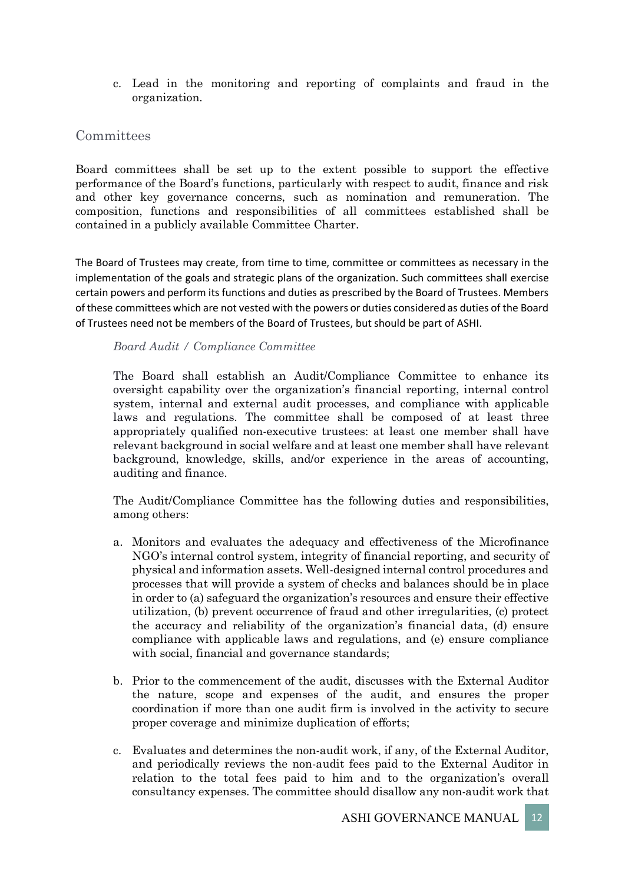c. Lead in the monitoring and reporting of complaints and fraud in the organization.

## Committees

Board committees shall be set up to the extent possible to support the effective performance of the Board's functions, particularly with respect to audit, finance and risk and other key governance concerns, such as nomination and remuneration. The composition, functions and responsibilities of all committees established shall be contained in a publicly available Committee Charter.

The Board of Trustees may create, from time to time, committee or committees as necessary in the implementation of the goals and strategic plans of the organization. Such committees shall exercise certain powers and perform its functions and duties as prescribed by the Board of Trustees. Members of these committees which are not vested with the powers or duties considered as duties of the Board of Trustees need not be members of the Board of Trustees, but should be part of ASHI.

### *Board Audit / Compliance Committee*

The Board shall establish an Audit/Compliance Committee to enhance its oversight capability over the organization's financial reporting, internal control system, internal and external audit processes, and compliance with applicable laws and regulations. The committee shall be composed of at least three appropriately qualified non-executive trustees: at least one member shall have relevant background in social welfare and at least one member shall have relevant background, knowledge, skills, and/or experience in the areas of accounting, auditing and finance.

The Audit/Compliance Committee has the following duties and responsibilities, among others:

a. Monitors and evaluates the adequacy and effectiveness of the Microfinance NGO's internal control system, integrity of financial reporting, and security of physical and information assets. Well-designed internal control procedures and processes that will provide a system of checks and balances should be in place in order to (a) safeguard the organization's resources and ensure their effective utilization, (b) prevent occurrence of fraud and other irregularities, (c) protect the accuracy and reliability of the organization's financial data, (d) ensure compliance with applicable laws and regulations, and (e) ensure compliance with social, financial and governance standards;

b. Prior to the commencement of the audit, discusses with the External Auditor the nature, scope and expenses of the audit, and ensures the proper coordination if more than one audit firm is involved in the activity to secure proper coverage and minimize duplication of efforts;

c. Evaluates and determines the non-audit work, if any, of the External Auditor, and periodically reviews the non-audit fees paid to the External Auditor in relation to the total fees paid to him and to the organization's overall consultancy expenses. The committee should disallow any non-audit work that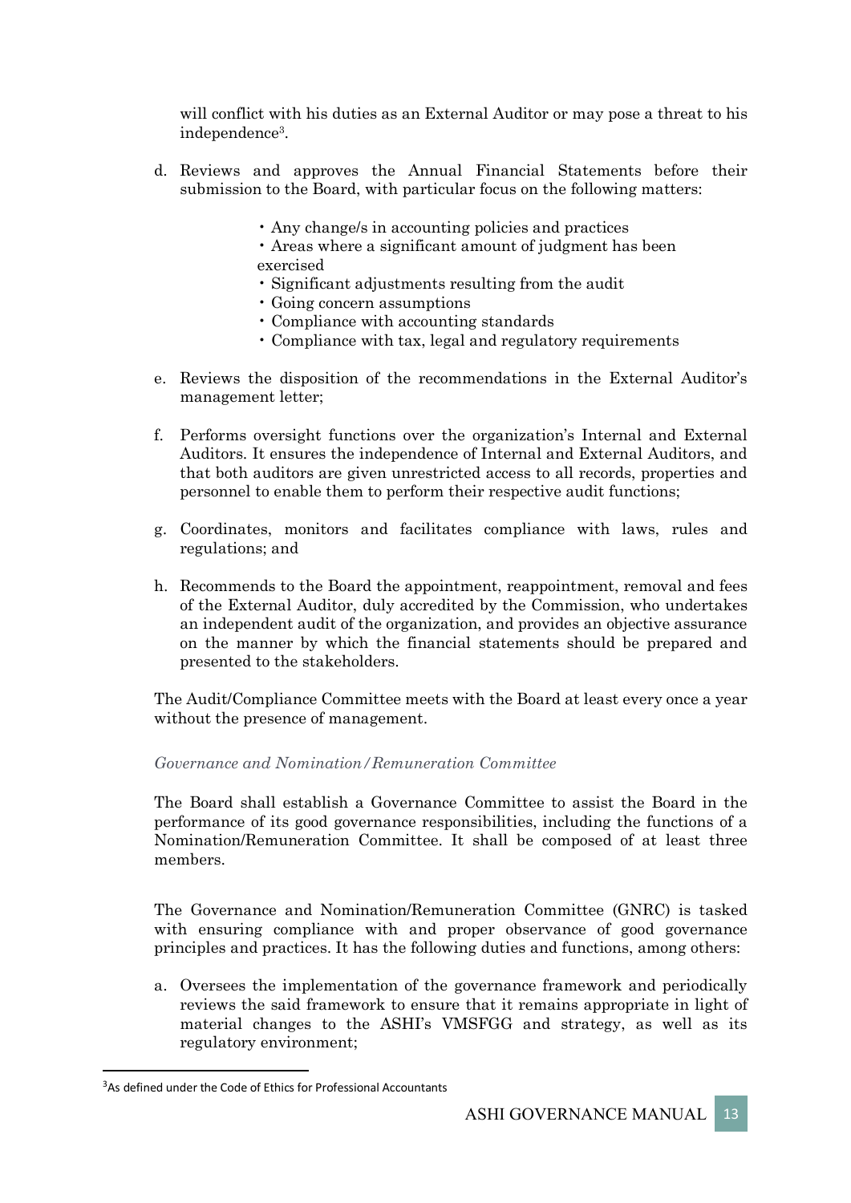will conflict with his duties as an External Auditor or may pose a threat to his independence[3].

d. Reviews and approves the Annual Financial Statements before their submission to the Board, with particular focus on the following matters:

    - Any change/s in accounting policies and practices
    - Areas where a significant amount of judgment has been exercised
    - Significant adjustments resulting from the audit
    - Going concern assumptions
    - Compliance with accounting standards
    - Compliance with tax, legal and regulatory requirements

e. Reviews the disposition of the recommendations in the External Auditor's management letter;

f. Performs oversight functions over the organization's Internal and External Auditors. It ensures the independence of Internal and External Auditors, and that both auditors are given unrestricted access to all records, properties and personnel to enable them to perform their respective audit functions;

g. Coordinates, monitors and facilitates compliance with laws, rules and regulations; and

h. Recommends to the Board the appointment, reappointment, removal and fees of the External Auditor, duly accredited by the Commission, who undertakes an independent audit of the organization, and provides an objective assurance on the manner by which the financial statements should be prepared and presented to the stakeholders.

The Audit/Compliance Committee meets with the Board at least every once a year without the presence of management.

*Governance and Nomination/Remuneration Committee*

The Board shall establish a Governance Committee to assist the Board in the performance of its good governance responsibilities, including the functions of a Nomination/Remuneration Committee. It shall be composed of at least three members.

The Governance and Nomination/Remuneration Committee (GNRC) is tasked with ensuring compliance with and proper observance of good governance principles and practices. It has the following duties and functions, among others:

a. Oversees the implementation of the governance framework and periodically reviews the said framework to ensure that it remains appropriate in light of material changes to the ASHI's VMSFGG and strategy, as well as its regulatory environment;

[3] As defined under the Code of Ethics for Professional Accountants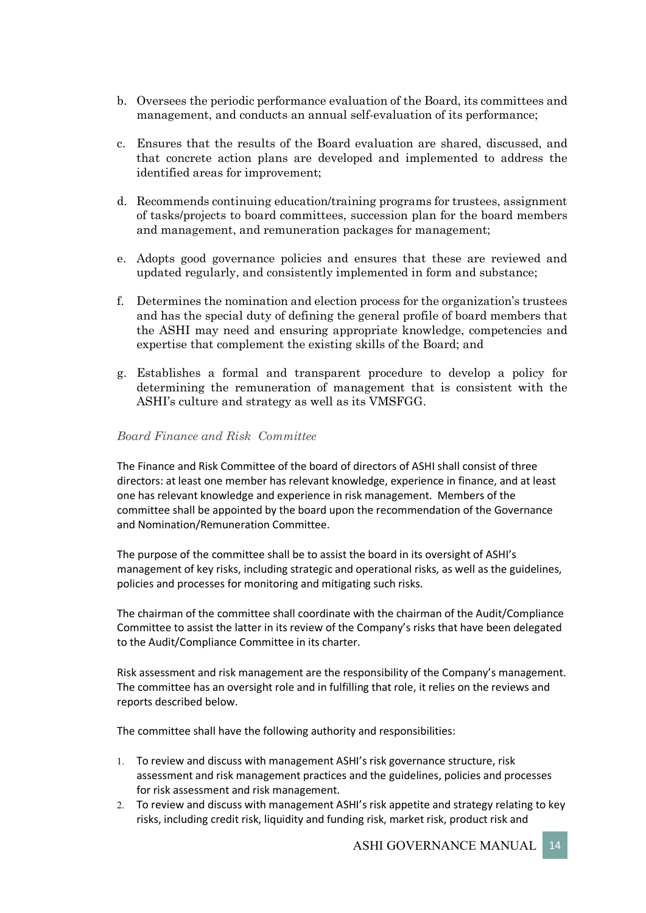b. Oversees the periodic performance evaluation of the Board, its committees and management, and conducts an annual self-evaluation of its performance;

c. Ensures that the results of the Board evaluation are shared, discussed, and that concrete action plans are developed and implemented to address the identified areas for improvement;

d. Recommends continuing education/training programs for trustees, assignment of tasks/projects to board committees, succession plan for the board members and management, and remuneration packages for management;

e. Adopts good governance policies and ensures that these are reviewed and updated regularly, and consistently implemented in form and substance;

f. Determines the nomination and election process for the organization's trustees and has the special duty of defining the general profile of board members that the ASHI may need and ensuring appropriate knowledge, competencies and expertise that complement the existing skills of the Board; and

g. Establishes a formal and transparent procedure to develop a policy for determining the remuneration of management that is consistent with the ASHI's culture and strategy as well as its VMSFGG.

*Board Finance and Risk Committee*

The Finance and Risk Committee of the board of directors of ASHI shall consist of three directors: at least one member has relevant knowledge, experience in finance, and at least one has relevant knowledge and experience in risk management. Members of the committee shall be appointed by the board upon the recommendation of the Governance and Nomination/Remuneration Committee.

The purpose of the committee shall be to assist the board in its oversight of ASHI's management of key risks, including strategic and operational risks, as well as the guidelines, policies and processes for monitoring and mitigating such risks.

The chairman of the committee shall coordinate with the chairman of the Audit/Compliance Committee to assist the latter in its review of the Company's risks that have been delegated to the Audit/Compliance Committee in its charter.

Risk assessment and risk management are the responsibility of the Company's management. The committee has an oversight role and in fulfilling that role, it relies on the reviews and reports described below.

The committee shall have the following authority and responsibilities:

1. To review and discuss with management ASHI's risk governance structure, risk assessment and risk management practices and the guidelines, policies and processes for risk assessment and risk management.
2. To review and discuss with management ASHI's risk appetite and strategy relating to key risks, including credit risk, liquidity and funding risk, market risk, product risk and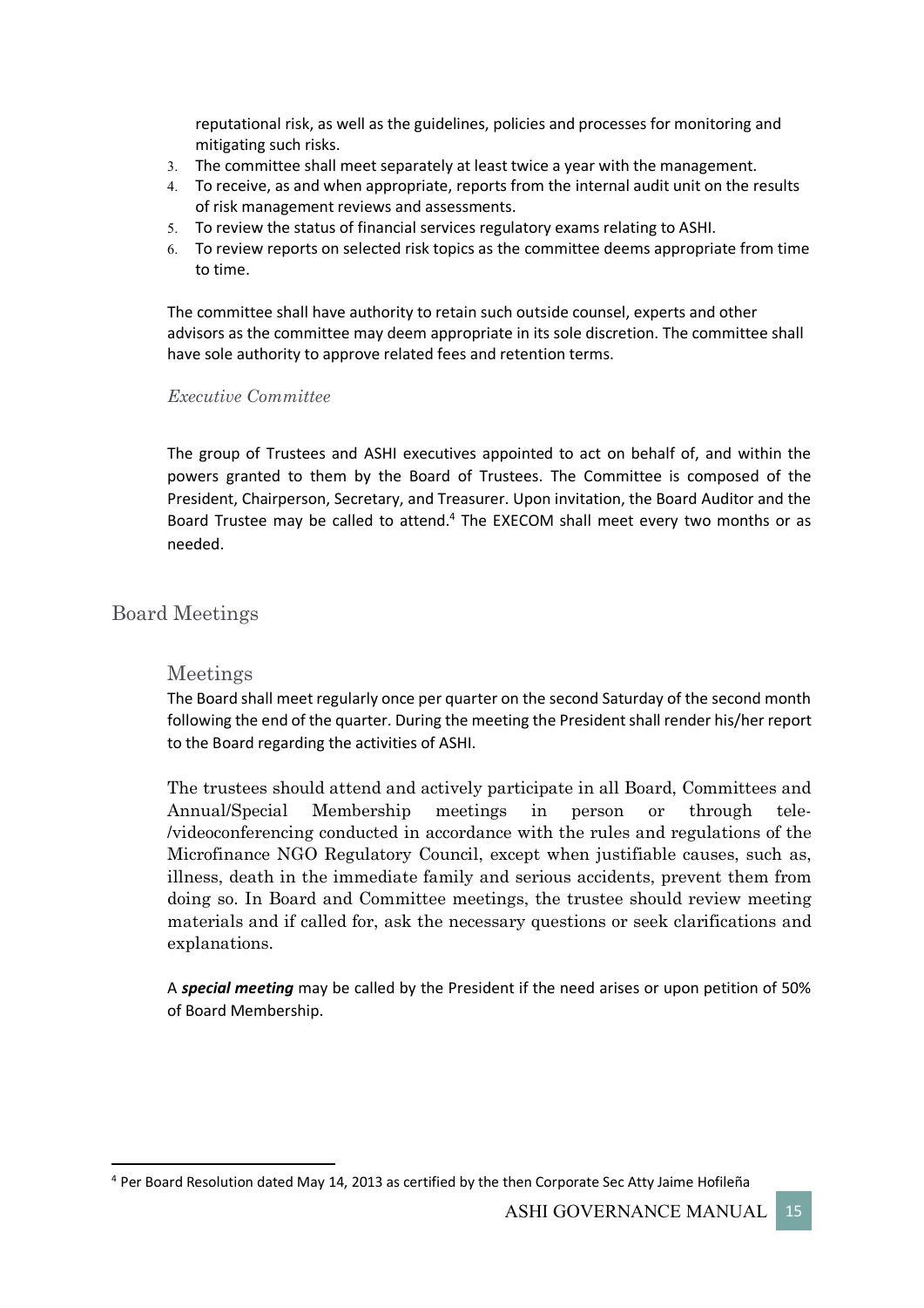reputational risk, as well as the guidelines, policies and processes for monitoring and mitigating such risks.

3. The committee shall meet separately at least twice a year with the management.
4. To receive, as and when appropriate, reports from the internal audit unit on the results of risk management reviews and assessments.
5. To review the status of financial services regulatory exams relating to ASHI.
6. To review reports on selected risk topics as the committee deems appropriate from time to time.

The committee shall have authority to retain such outside counsel, experts and other advisors as the committee may deem appropriate in its sole discretion. The committee shall have sole authority to approve related fees and retention terms.

*Executive Committee*

The group of Trustees and ASHI executives appointed to act on behalf of, and within the powers granted to them by the Board of Trustees. The Committee is composed of the President, Chairperson, Secretary, and Treasurer. Upon invitation, the Board Auditor and the Board Trustee may be called to attend.[4] The EXECOM shall meet every two months or as needed.

## Board Meetings

### Meetings

The Board shall meet regularly once per quarter on the second Saturday of the second month following the end of the quarter. During the meeting the President shall render his/her report to the Board regarding the activities of ASHI.

The trustees should attend and actively participate in all Board, Committees and Annual/Special Membership meetings in person or through tele-/videoconferencing conducted in accordance with the rules and regulations of the Microfinance NGO Regulatory Council, except when justifiable causes, such as, illness, death in the immediate family and serious accidents, prevent them from doing so. In Board and Committee meetings, the trustee should review meeting materials and if called for, ask the necessary questions or seek clarifications and explanations.

A ***special meeting*** may be called by the President if the need arises or upon petition of 50% of Board Membership.

---

[4] Per Board Resolution dated May 14, 2013 as certified by the then Corporate Sec Atty Jaime Hofileña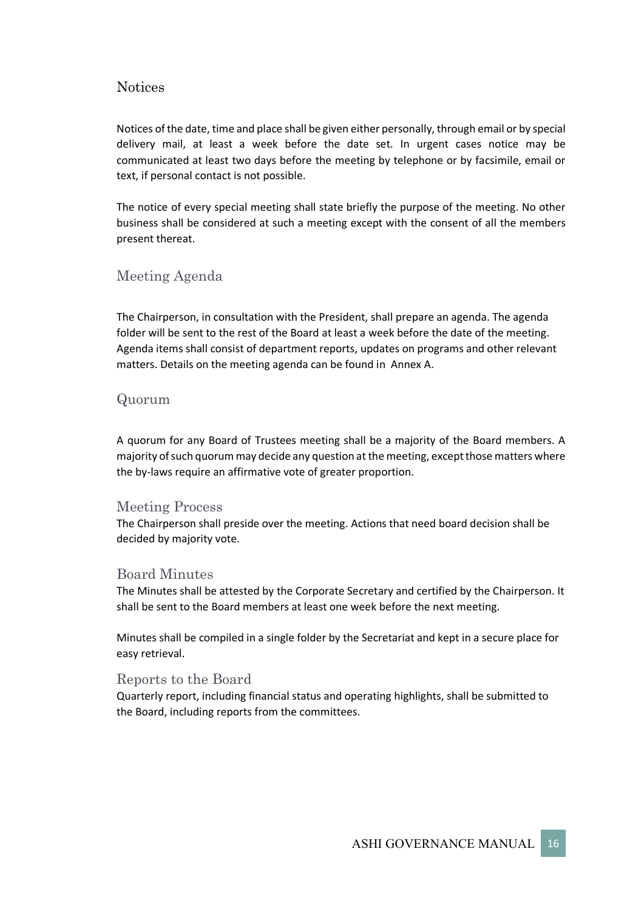## Notices

Notices of the date, time and place shall be given either personally, through email or by special delivery mail, at least a week before the date set. In urgent cases notice may be communicated at least two days before the meeting by telephone or by facsimile, email or text, if personal contact is not possible.

The notice of every special meeting shall state briefly the purpose of the meeting. No other business shall be considered at such a meeting except with the consent of all the members present thereat.

## Meeting Agenda

The Chairperson, in consultation with the President, shall prepare an agenda. The agenda folder will be sent to the rest of the Board at least a week before the date of the meeting. Agenda items shall consist of department reports, updates on programs and other relevant matters. Details on the meeting agenda can be found in Annex A.

## Quorum

A quorum for any Board of Trustees meeting shall be a majority of the Board members. A majority of such quorum may decide any question at the meeting, except those matters where the by-laws require an affirmative vote of greater proportion.

## Meeting Process

The Chairperson shall preside over the meeting. Actions that need board decision shall be decided by majority vote.

## Board Minutes

The Minutes shall be attested by the Corporate Secretary and certified by the Chairperson. It shall be sent to the Board members at least one week before the next meeting.

Minutes shall be compiled in a single folder by the Secretariat and kept in a secure place for easy retrieval.

## Reports to the Board

Quarterly report, including financial status and operating highlights, shall be submitted to the Board, including reports from the committees.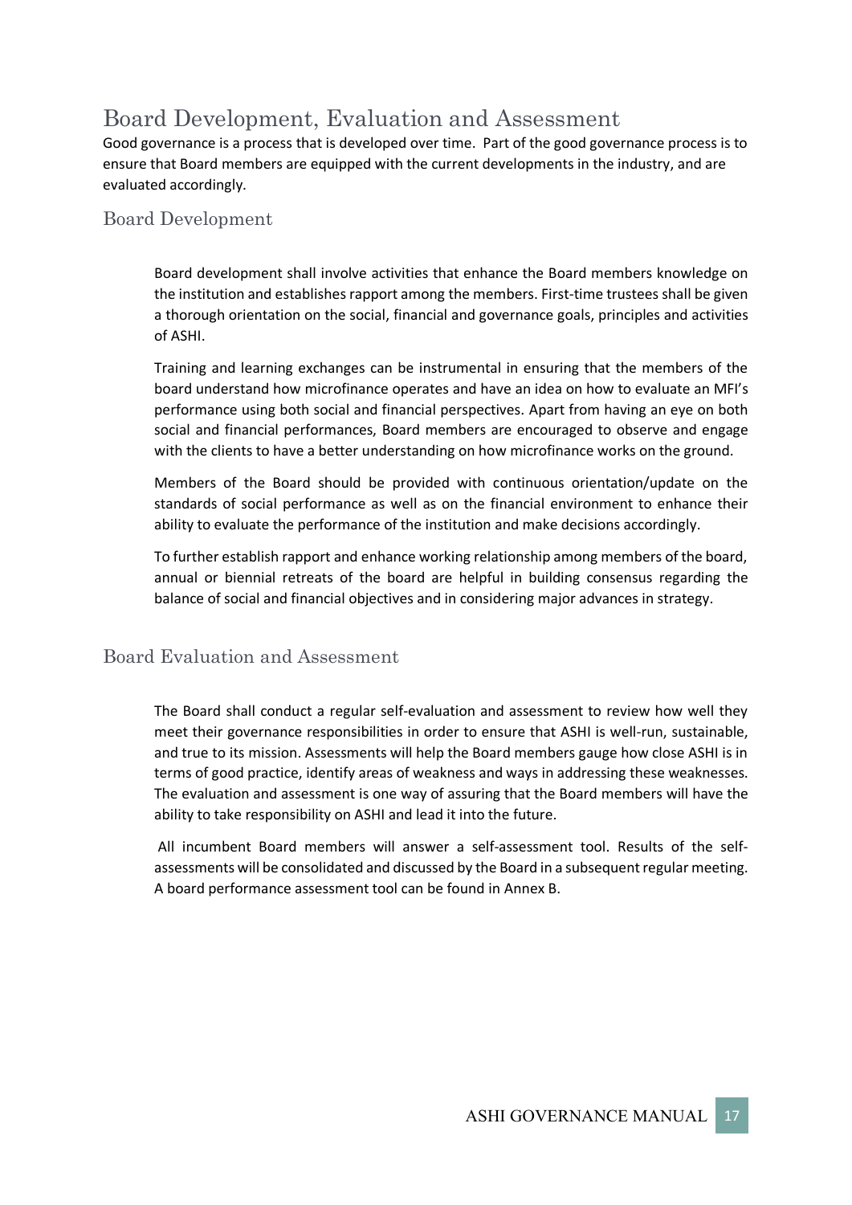# Board Development, Evaluation and Assessment

Good governance is a process that is developed over time. Part of the good governance process is to ensure that Board members are equipped with the current developments in the industry, and are evaluated accordingly.

## Board Development

Board development shall involve activities that enhance the Board members knowledge on the institution and establishes rapport among the members. First-time trustees shall be given a thorough orientation on the social, financial and governance goals, principles and activities of ASHI.

Training and learning exchanges can be instrumental in ensuring that the members of the board understand how microfinance operates and have an idea on how to evaluate an MFI's performance using both social and financial perspectives. Apart from having an eye on both social and financial performances, Board members are encouraged to observe and engage with the clients to have a better understanding on how microfinance works on the ground.

Members of the Board should be provided with continuous orientation/update on the standards of social performance as well as on the financial environment to enhance their ability to evaluate the performance of the institution and make decisions accordingly.

To further establish rapport and enhance working relationship among members of the board, annual or biennial retreats of the board are helpful in building consensus regarding the balance of social and financial objectives and in considering major advances in strategy.

## Board Evaluation and Assessment

The Board shall conduct a regular self-evaluation and assessment to review how well they meet their governance responsibilities in order to ensure that ASHI is well-run, sustainable, and true to its mission. Assessments will help the Board members gauge how close ASHI is in terms of good practice, identify areas of weakness and ways in addressing these weaknesses. The evaluation and assessment is one way of assuring that the Board members will have the ability to take responsibility on ASHI and lead it into the future.

All incumbent Board members will answer a self-assessment tool. Results of the self-assessments will be consolidated and discussed by the Board in a subsequent regular meeting. A board performance assessment tool can be found in Annex B.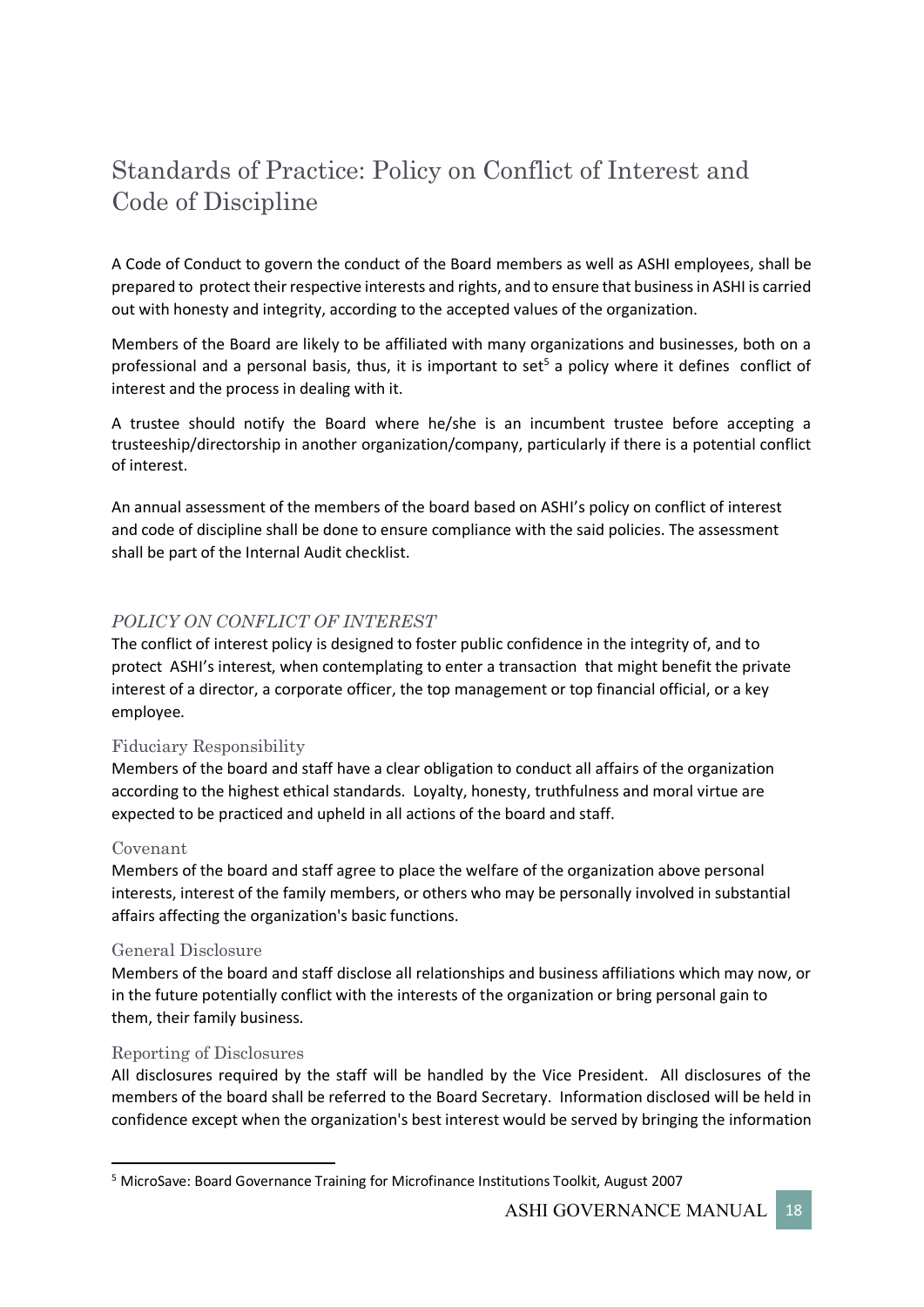# Standards of Practice: Policy on Conflict of Interest and Code of Discipline

A Code of Conduct to govern the conduct of the Board members as well as ASHI employees, shall be prepared to protect their respective interests and rights, and to ensure that business in ASHI is carried out with honesty and integrity, according to the accepted values of the organization.

Members of the Board are likely to be affiliated with many organizations and businesses, both on a professional and a personal basis, thus, it is important to set[5] a policy where it defines conflict of interest and the process in dealing with it.

A trustee should notify the Board where he/she is an incumbent trustee before accepting a trusteeship/directorship in another organization/company, particularly if there is a potential conflict of interest.

An annual assessment of the members of the board based on ASHI's policy on conflict of interest and code of discipline shall be done to ensure compliance with the said policies. The assessment shall be part of the Internal Audit checklist.

## *POLICY ON CONFLICT OF INTEREST*

The conflict of interest policy is designed to foster public confidence in the integrity of, and to protect ASHI's interest, when contemplating to enter a transaction that might benefit the private interest of a director, a corporate officer, the top management or top financial official, or a key employee.

### Fiduciary Responsibility

Members of the board and staff have a clear obligation to conduct all affairs of the organization according to the highest ethical standards. Loyalty, honesty, truthfulness and moral virtue are expected to be practiced and upheld in all actions of the board and staff.

### Covenant

Members of the board and staff agree to place the welfare of the organization above personal interests, interest of the family members, or others who may be personally involved in substantial affairs affecting the organization's basic functions.

### General Disclosure

Members of the board and staff disclose all relationships and business affiliations which may now, or in the future potentially conflict with the interests of the organization or bring personal gain to them, their family business.

### Reporting of Disclosures

All disclosures required by the staff will be handled by the Vice President. All disclosures of the members of the board shall be referred to the Board Secretary. Information disclosed will be held in confidence except when the organization's best interest would be served by bringing the information

---

[5] MicroSave: Board Governance Training for Microfinance Institutions Toolkit, August 2007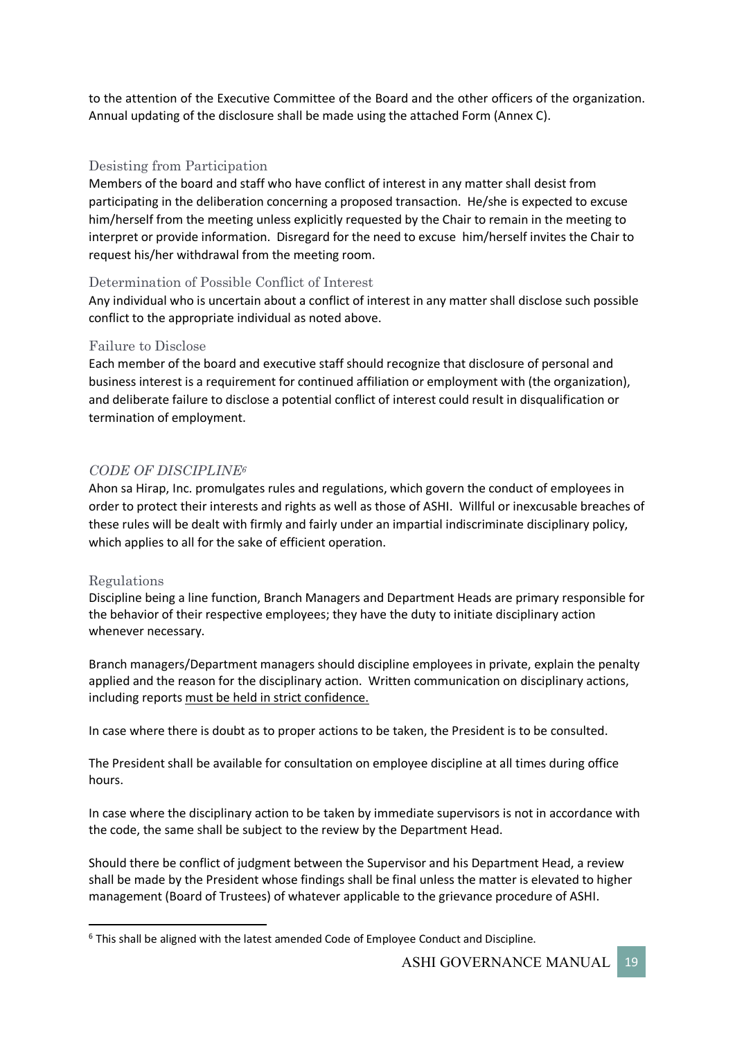to the attention of the Executive Committee of the Board and the other officers of the organization. Annual updating of the disclosure shall be made using the attached Form (Annex C).

### Desisting from Participation

Members of the board and staff who have conflict of interest in any matter shall desist from participating in the deliberation concerning a proposed transaction. He/she is expected to excuse him/herself from the meeting unless explicitly requested by the Chair to remain in the meeting to interpret or provide information. Disregard for the need to excuse him/herself invites the Chair to request his/her withdrawal from the meeting room.

### Determination of Possible Conflict of Interest

Any individual who is uncertain about a conflict of interest in any matter shall disclose such possible conflict to the appropriate individual as noted above.

### Failure to Disclose

Each member of the board and executive staff should recognize that disclosure of personal and business interest is a requirement for continued affiliation or employment with (the organization), and deliberate failure to disclose a potential conflict of interest could result in disqualification or termination of employment.

## *CODE OF DISCIPLINE*[6]

Ahon sa Hirap, Inc. promulgates rules and regulations, which govern the conduct of employees in order to protect their interests and rights as well as those of ASHI. Willful or inexcusable breaches of these rules will be dealt with firmly and fairly under an impartial indiscriminate disciplinary policy, which applies to all for the sake of efficient operation.

### Regulations

Discipline being a line function, Branch Managers and Department Heads are primary responsible for the behavior of their respective employees; they have the duty to initiate disciplinary action whenever necessary.

Branch managers/Department managers should discipline employees in private, explain the penalty applied and the reason for the disciplinary action. Written communication on disciplinary actions, including reports <u>must be held in strict confidence.</u>

In case where there is doubt as to proper actions to be taken, the President is to be consulted.

The President shall be available for consultation on employee discipline at all times during office hours.

In case where the disciplinary action to be taken by immediate supervisors is not in accordance with the code, the same shall be subject to the review by the Department Head.

Should there be conflict of judgment between the Supervisor and his Department Head, a review shall be made by the President whose findings shall be final unless the matter is elevated to higher management (Board of Trustees) of whatever applicable to the grievance procedure of ASHI.

---

[6] This shall be aligned with the latest amended Code of Employee Conduct and Discipline.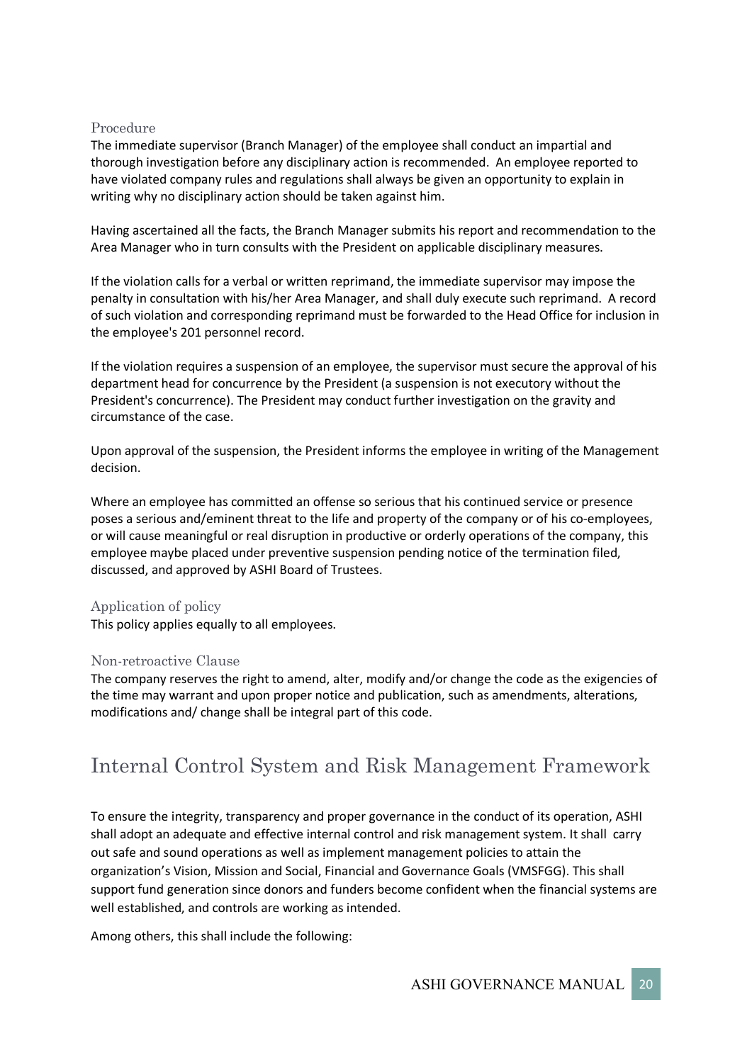### Procedure

The immediate supervisor (Branch Manager) of the employee shall conduct an impartial and thorough investigation before any disciplinary action is recommended. An employee reported to have violated company rules and regulations shall always be given an opportunity to explain in writing why no disciplinary action should be taken against him.

Having ascertained all the facts, the Branch Manager submits his report and recommendation to the Area Manager who in turn consults with the President on applicable disciplinary measures.

If the violation calls for a verbal or written reprimand, the immediate supervisor may impose the penalty in consultation with his/her Area Manager, and shall duly execute such reprimand. A record of such violation and corresponding reprimand must be forwarded to the Head Office for inclusion in the employee's 201 personnel record.

If the violation requires a suspension of an employee, the supervisor must secure the approval of his department head for concurrence by the President (a suspension is not executory without the President's concurrence). The President may conduct further investigation on the gravity and circumstance of the case.

Upon approval of the suspension, the President informs the employee in writing of the Management decision.

Where an employee has committed an offense so serious that his continued service or presence poses a serious and/eminent threat to the life and property of the company or of his co-employees, or will cause meaningful or real disruption in productive or orderly operations of the company, this employee maybe placed under preventive suspension pending notice of the termination filed, discussed, and approved by ASHI Board of Trustees.

### Application of policy

This policy applies equally to all employees.

### Non-retroactive Clause

The company reserves the right to amend, alter, modify and/or change the code as the exigencies of the time may warrant and upon proper notice and publication, such as amendments, alterations, modifications and/ change shall be integral part of this code.

## Internal Control System and Risk Management Framework

To ensure the integrity, transparency and proper governance in the conduct of its operation, ASHI shall adopt an adequate and effective internal control and risk management system. It shall carry out safe and sound operations as well as implement management policies to attain the organization's Vision, Mission and Social, Financial and Governance Goals (VMSFGG). This shall support fund generation since donors and funders become confident when the financial systems are well established, and controls are working as intended.

Among others, this shall include the following: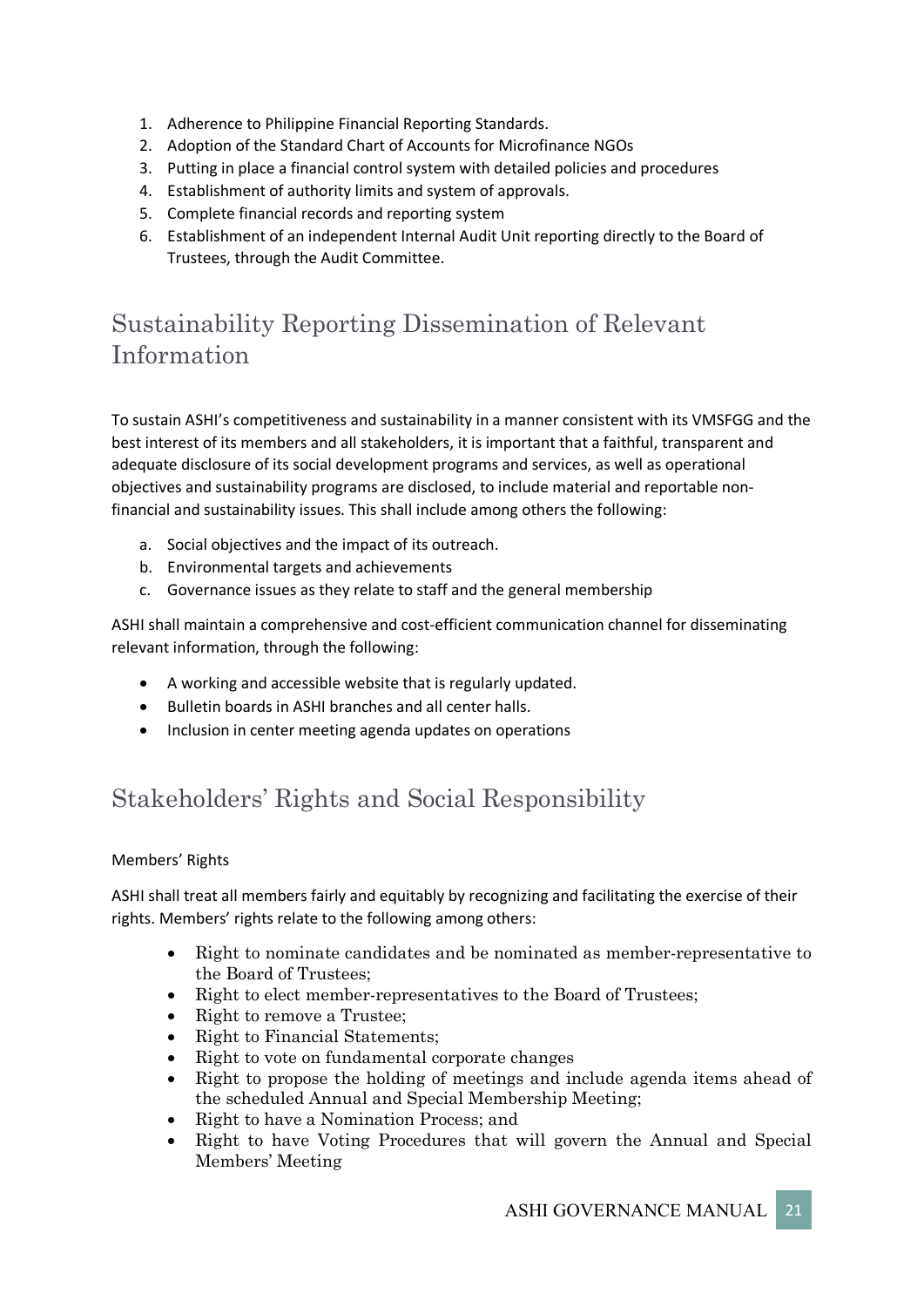1. Adherence to Philippine Financial Reporting Standards.
2. Adoption of the Standard Chart of Accounts for Microfinance NGOs
3. Putting in place a financial control system with detailed policies and procedures
4. Establishment of authority limits and system of approvals.
5. Complete financial records and reporting system
6. Establishment of an independent Internal Audit Unit reporting directly to the Board of Trustees, through the Audit Committee.

## Sustainability Reporting Dissemination of Relevant Information

To sustain ASHI's competitiveness and sustainability in a manner consistent with its VMSFGG and the best interest of its members and all stakeholders, it is important that a faithful, transparent and adequate disclosure of its social development programs and services, as well as operational objectives and sustainability programs are disclosed, to include material and reportable non-financial and sustainability issues. This shall include among others the following:

a. Social objectives and the impact of its outreach.
b. Environmental targets and achievements
c. Governance issues as they relate to staff and the general membership

ASHI shall maintain a comprehensive and cost-efficient communication channel for disseminating relevant information, through the following:

- A working and accessible website that is regularly updated.
- Bulletin boards in ASHI branches and all center halls.
- Inclusion in center meeting agenda updates on operations

## Stakeholders' Rights and Social Responsibility

Members' Rights

ASHI shall treat all members fairly and equitably by recognizing and facilitating the exercise of their rights. Members' rights relate to the following among others:

- Right to nominate candidates and be nominated as member-representative to the Board of Trustees;
- Right to elect member-representatives to the Board of Trustees;
- Right to remove a Trustee;
- Right to Financial Statements;
- Right to vote on fundamental corporate changes
- Right to propose the holding of meetings and include agenda items ahead of the scheduled Annual and Special Membership Meeting;
- Right to have a Nomination Process; and
- Right to have Voting Procedures that will govern the Annual and Special Members' Meeting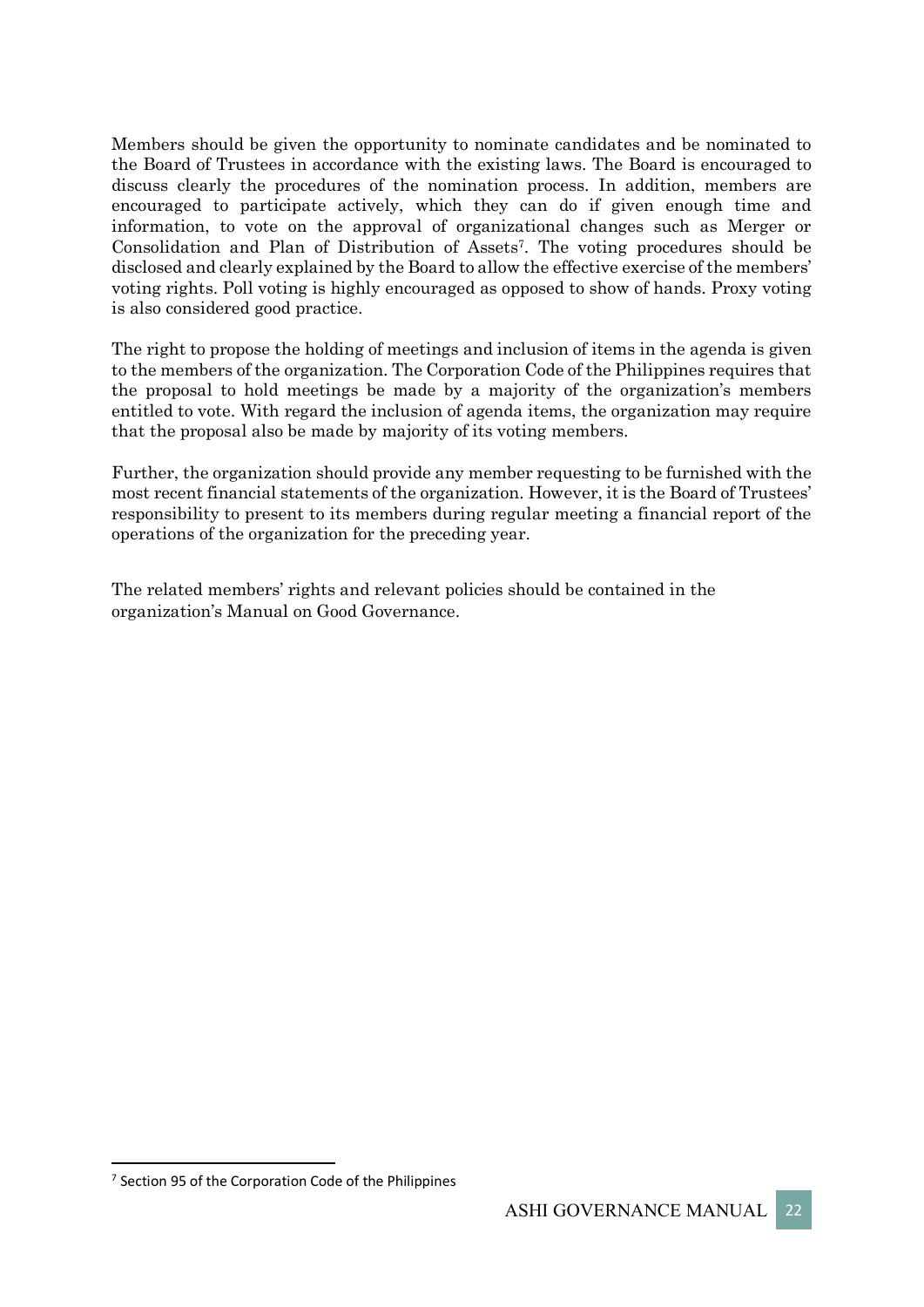Members should be given the opportunity to nominate candidates and be nominated to the Board of Trustees in accordance with the existing laws. The Board is encouraged to discuss clearly the procedures of the nomination process. In addition, members are encouraged to participate actively, which they can do if given enough time and information, to vote on the approval of organizational changes such as Merger or Consolidation and Plan of Distribution of Assets[7]. The voting procedures should be disclosed and clearly explained by the Board to allow the effective exercise of the members' voting rights. Poll voting is highly encouraged as opposed to show of hands. Proxy voting is also considered good practice.

The right to propose the holding of meetings and inclusion of items in the agenda is given to the members of the organization. The Corporation Code of the Philippines requires that the proposal to hold meetings be made by a majority of the organization's members entitled to vote. With regard the inclusion of agenda items, the organization may require that the proposal also be made by majority of its voting members.

Further, the organization should provide any member requesting to be furnished with the most recent financial statements of the organization. However, it is the Board of Trustees' responsibility to present to its members during regular meeting a financial report of the operations of the organization for the preceding year.

The related members' rights and relevant policies should be contained in the organization's Manual on Good Governance.

[7] Section 95 of the Corporation Code of the Philippines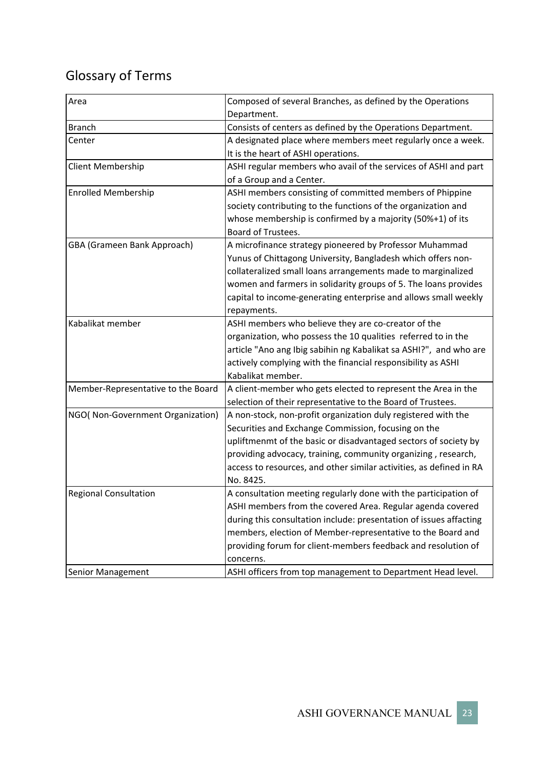# Glossary of Terms

| | |
|---|---|
| Area | Composed of several Branches, as defined by the Operations Department. |
| Branch | Consists of centers as defined by the Operations Department. |
| Center | A designated place where members meet regularly once a week. It is the heart of ASHI operations. |
| Client Membership | ASHI regular members who avail of the services of ASHI and part of a Group and a Center. |
| Enrolled Membership | ASHI members consisting of committed members of Phippine society contributing to the functions of the organization and whose membership is confirmed by a majority (50%+1) of its Board of Trustees. |
| GBA (Grameen Bank Approach) | A microfinance strategy pioneered by Professor Muhammad Yunus of Chittagong University, Bangladesh which offers non-collateralized small loans arrangements made to marginalized women and farmers in solidarity groups of 5. The loans provides capital to income-generating enterprise and allows small weekly repayments. |
| Kabalikat member | ASHI members who believe they are co-creator of the organization, who possess the 10 qualities referred to in the article "Ano ang Ibig sabihin ng Kabalikat sa ASHI?", and who are actively complying with the financial responsibility as ASHI Kabalikat member. |
| Member-Representative to the Board | A client-member who gets elected to represent the Area in the selection of their representative to the Board of Trustees. |
| NGO( Non-Government Organization) | A non-stock, non-profit organization duly registered with the Securities and Exchange Commission, focusing on the upliftmenmt of the basic or disadvantaged sectors of society by providing advocacy, training, community organizing , research, access to resources, and other similar activities, as defined in RA No. 8425. |
| Regional Consultation | A consultation meeting regularly done with the participation of ASHI members from the covered Area. Regular agenda covered during this consultation include: presentation of issues affacting members, election of Member-representative to the Board and providing forum for client-members feedback and resolution of concerns. |
| Senior Management | ASHI officers from top management to Department Head level. |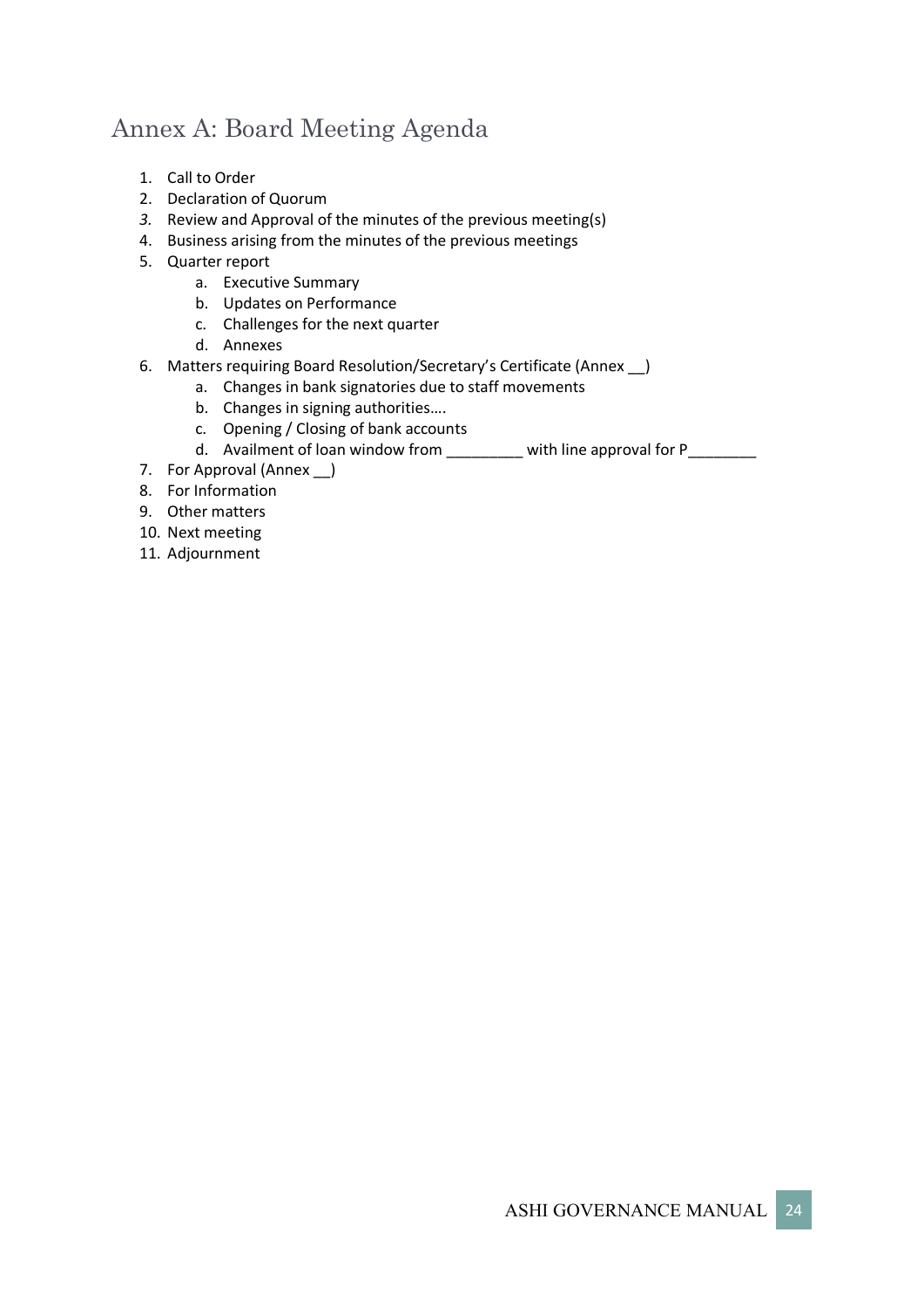## Annex A: Board Meeting Agenda

1. Call to Order
2. Declaration of Quorum
3. Review and Approval of the minutes of the previous meeting(s)
4. Business arising from the minutes of the previous meetings
5. Quarter report
   a. Executive Summary
   b. Updates on Performance
   c. Challenges for the next quarter
   d. Annexes
6. Matters requiring Board Resolution/Secretary's Certificate (Annex __)
   a. Changes in bank signatories due to staff movements
   b. Changes in signing authorities….
   c. Opening / Closing of bank accounts
   d. Availment of loan window from _________ with line approval for P________
7. For Approval (Annex __)
8. For Information
9. Other matters
10. Next meeting
11. Adjournment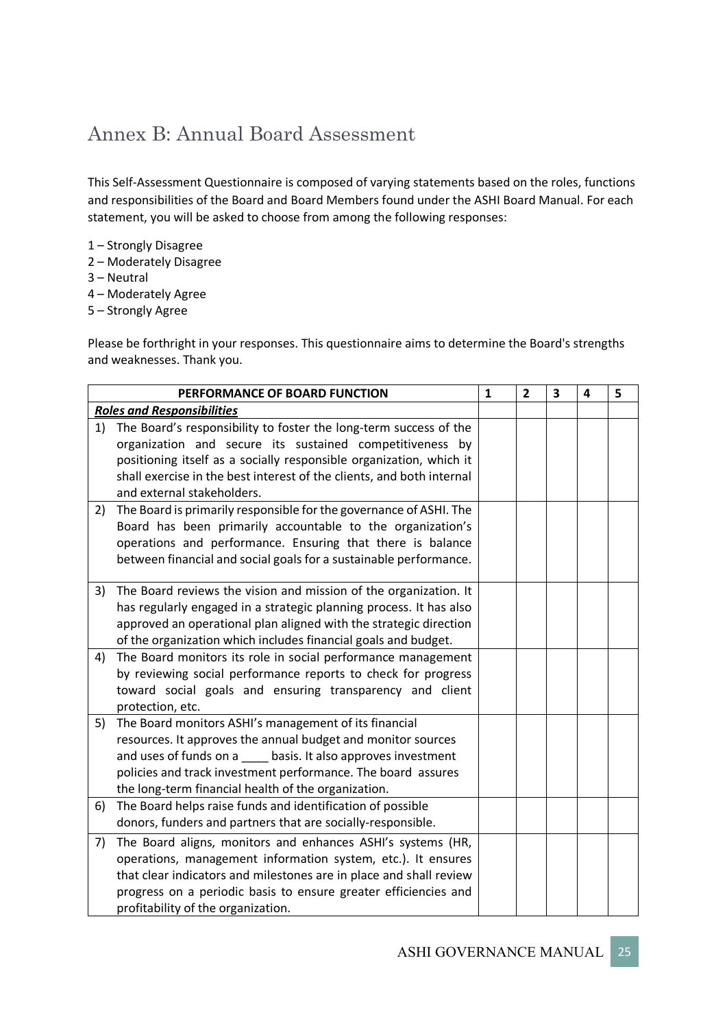# Annex B: Annual Board Assessment

This Self-Assessment Questionnaire is composed of varying statements based on the roles, functions and responsibilities of the Board and Board Members found under the ASHI Board Manual. For each statement, you will be asked to choose from among the following responses:

1 – Strongly Disagree
2 – Moderately Disagree
3 – Neutral
4 – Moderately Agree
5 – Strongly Agree

Please be forthright in your responses. This questionnaire aims to determine the Board's strengths and weaknesses. Thank you.

| PERFORMANCE OF BOARD FUNCTION | 1 | 2 | 3 | 4 | 5 |
|---|---|---|---|---|---|
| ***Roles and Responsibilities*** | | | | | |
| 1) The Board's responsibility to foster the long-term success of the organization and secure its sustained competitiveness by positioning itself as a socially responsible organization, which it shall exercise in the best interest of the clients, and both internal and external stakeholders. | | | | | |
| 2) The Board is primarily responsible for the governance of ASHI. The Board has been primarily accountable to the organization's operations and performance. Ensuring that there is balance between financial and social goals for a sustainable performance. | | | | | |
| 3) The Board reviews the vision and mission of the organization. It has regularly engaged in a strategic planning process. It has also approved an operational plan aligned with the strategic direction of the organization which includes financial goals and budget. | | | | | |
| 4) The Board monitors its role in social performance management by reviewing social performance reports to check for progress toward social goals and ensuring transparency and client protection, etc. | | | | | |
| 5) The Board monitors ASHI's management of its financial resources. It approves the annual budget and monitor sources and uses of funds on a ____ basis. It also approves investment policies and track investment performance. The board assures the long-term financial health of the organization. | | | | | |
| 6) The Board helps raise funds and identification of possible donors, funders and partners that are socially-responsible. | | | | | |
| 7) The Board aligns, monitors and enhances ASHI's systems (HR, operations, management information system, etc.). It ensures that clear indicators and milestones are in place and shall review progress on a periodic basis to ensure greater efficiencies and profitability of the organization. | | | | | |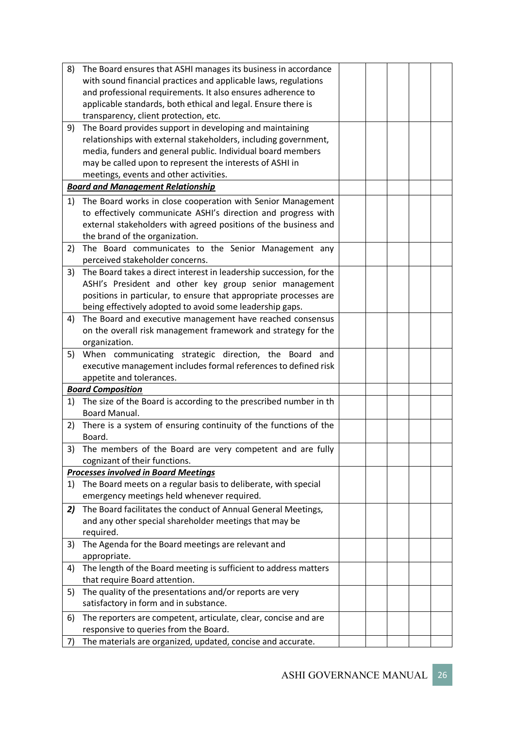| | | | | | |
|---|---|---|---|---|---|
| 8) The Board ensures that ASHI manages its business in accordance with sound financial practices and applicable laws, regulations and professional requirements. It also ensures adherence to applicable standards, both ethical and legal. Ensure there is transparency, client protection, etc. | | | | | |
| 9) The Board provides support in developing and maintaining relationships with external stakeholders, including government, media, funders and general public. Individual board members may be called upon to represent the interests of ASHI in meetings, events and other activities. | | | | | |
| ***Board and Management Relationship*** | | | | | |
| 1) The Board works in close cooperation with Senior Management to effectively communicate ASHI's direction and progress with external stakeholders with agreed positions of the business and the brand of the organization. | | | | | |
| 2) The Board communicates to the Senior Management any perceived stakeholder concerns. | | | | | |
| 3) The Board takes a direct interest in leadership succession, for the ASHI's President and other key group senior management positions in particular, to ensure that appropriate processes are being effectively adopted to avoid some leadership gaps. | | | | | |
| 4) The Board and executive management have reached consensus on the overall risk management framework and strategy for the organization. | | | | | |
| 5) When communicating strategic direction, the Board and executive management includes formal references to defined risk appetite and tolerances. | | | | | |
| ***Board Composition*** | | | | | |
| 1) The size of the Board is according to the prescribed number in th Board Manual. | | | | | |
| 2) There is a system of ensuring continuity of the functions of the Board. | | | | | |
| 3) The members of the Board are very competent and are fully cognizant of their functions. | | | | | |
| ***Processes involved in Board Meetings*** | | | | | |
| 1) The Board meets on a regular basis to deliberate, with special emergency meetings held whenever required. | | | | | |
| ***2)*** The Board facilitates the conduct of Annual General Meetings, and any other special shareholder meetings that may be required. | | | | | |
| 3) The Agenda for the Board meetings are relevant and appropriate. | | | | | |
| 4) The length of the Board meeting is sufficient to address matters that require Board attention. | | | | | |
| 5) The quality of the presentations and/or reports are very satisfactory in form and in substance. | | | | | |
| 6) The reporters are competent, articulate, clear, concise and are responsive to queries from the Board. | | | | | |
| 7) The materials are organized, updated, concise and accurate. | | | | | |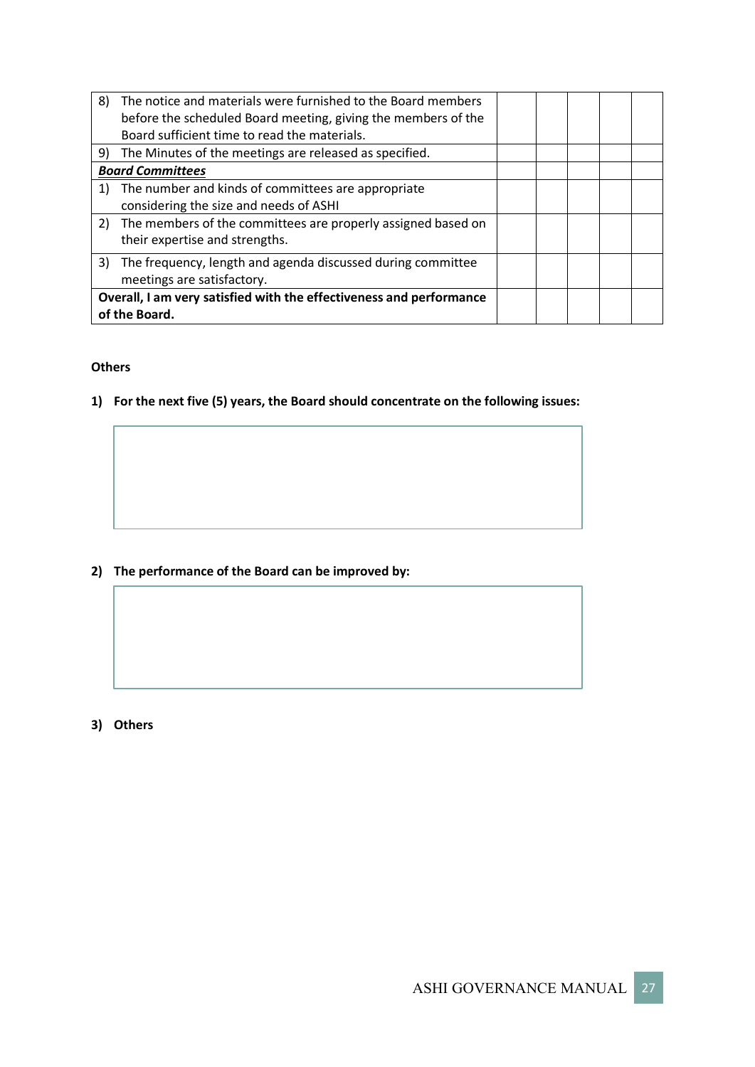| | | | | | |
|---|---|---|---|---|---|
| 8) The notice and materials were furnished to the Board members before the scheduled Board meeting, giving the members of the Board sufficient time to read the materials. | | | | | |
| 9) The Minutes of the meetings are released as specified. | | | | | |
| ***Board Committees*** | | | | | |
| 1) The number and kinds of committees are appropriate considering the size and needs of ASHI | | | | | |
| 2) The members of the committees are properly assigned based on their expertise and strengths. | | | | | |
| 3) The frequency, length and agenda discussed during committee meetings are satisfactory. | | | | | |
| **Overall, I am very satisfied with the effectiveness and performance of the Board.** | | | | | |

**Others**

**1) For the next five (5) years, the Board should concentrate on the following issues:**

**2) The performance of the Board can be improved by:**

**3) Others**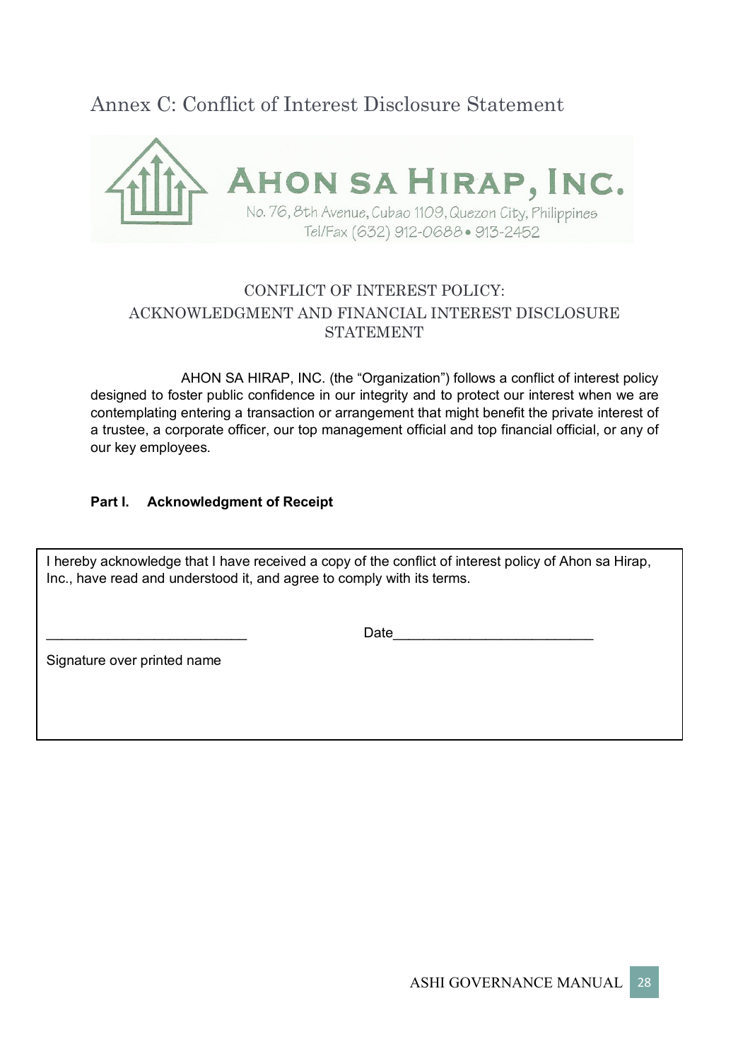# Annex C: Conflict of Interest Disclosure Statement

**AHON SA HIRAP, INC.**

No. 76, 8th Avenue, Cubao 1109, Quezon City, Philippines
Tel/Fax (632) 912-0688 • 913-2452

CONFLICT OF INTEREST POLICY:
ACKNOWLEDGMENT AND FINANCIAL INTEREST DISCLOSURE STATEMENT

AHON SA HIRAP, INC. (the "Organization") follows a conflict of interest policy designed to foster public confidence in our integrity and to protect our interest when we are contemplating entering a transaction or arrangement that might benefit the private interest of a trustee, a corporate officer, our top management official and top financial official, or any of our key employees.

**Part I. Acknowledgment of Receipt**

I hereby acknowledge that I have received a copy of the conflict of interest policy of Ahon sa Hirap, Inc., have read and understood it, and agree to comply with its terms.

__________________________ Date__________________________

Signature over printed name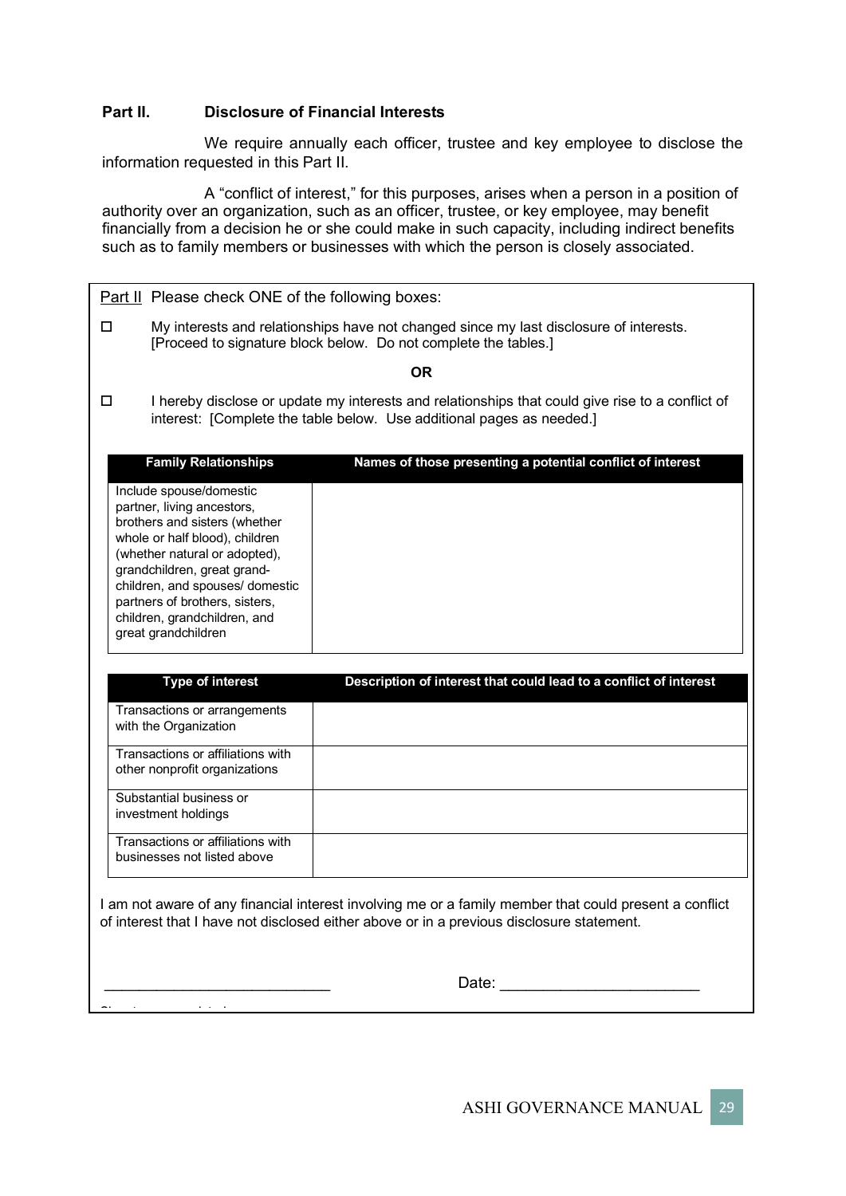## Part II. Disclosure of Financial Interests

We require annually each officer, trustee and key employee to disclose the information requested in this Part II.

A "conflict of interest," for this purposes, arises when a person in a position of authority over an organization, such as an officer, trustee, or key employee, may benefit financially from a decision he or she could make in such capacity, including indirect benefits such as to family members or businesses with which the person is closely associated.

Part II Please check ONE of the following boxes:

☐ My interests and relationships have not changed since my last disclosure of interests. [Proceed to signature block below. Do not complete the tables.]

**OR**

☐ I hereby disclose or update my interests and relationships that could give rise to a conflict of interest: [Complete the table below. Use additional pages as needed.]

| Family Relationships | Names of those presenting a potential conflict of interest |
|---|---|
| Include spouse/domestic partner, living ancestors, brothers and sisters (whether whole or half blood), children (whether natural or adopted), grandchildren, great grand-children, and spouses/ domestic partners of brothers, sisters, children, grandchildren, and great grandchildren | |

| Type of interest | Description of interest that could lead to a conflict of interest |
|---|---|
| Transactions or arrangements with the Organization | |
| Transactions or affiliations with other nonprofit organizations | |
| Substantial business or investment holdings | |
| Transactions or affiliations with businesses not listed above | |

I am not aware of any financial interest involving me or a family member that could present a conflict of interest that I have not disclosed either above or in a previous disclosure statement.

___________________________ Date: _______________________

Signature completed